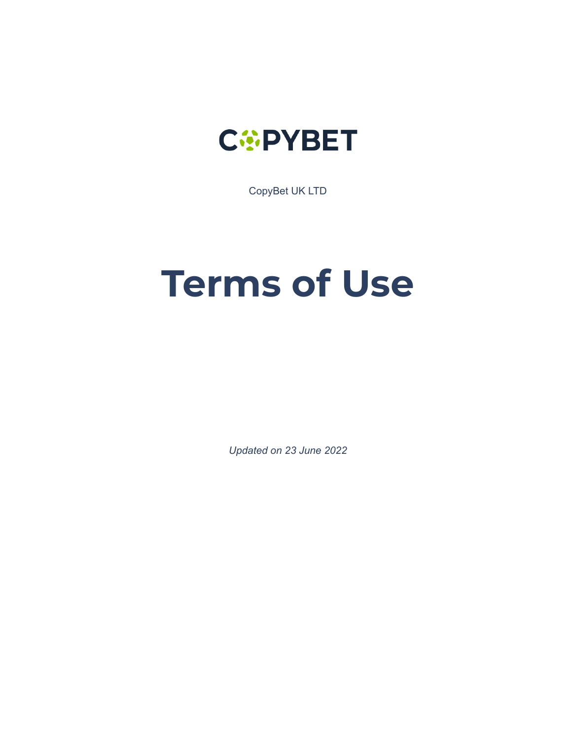COPYBET

CopyBet UK LTD

# Terms of Use

*Updated on 23 June 2022*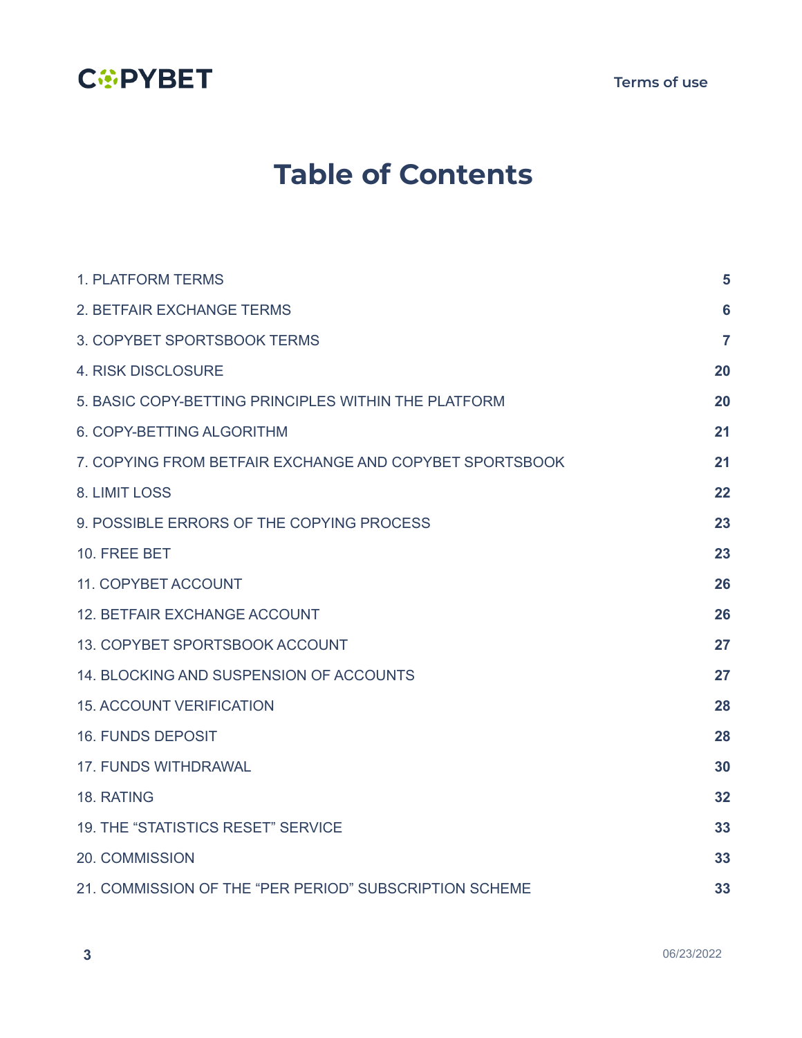# Table of Contents

| | |
|---|---|
| 1. PLATFORM TERMS | 5 |
| 2. BETFAIR EXCHANGE TERMS | 6 |
| 3. COPYBET SPORTSBOOK TERMS | 7 |
| 4. RISK DISCLOSURE | 20 |
| 5. BASIC COPY-BETTING PRINCIPLES WITHIN THE PLATFORM | 20 |
| 6. COPY-BETTING ALGORITHM | 21 |
| 7. COPYING FROM BETFAIR EXCHANGE AND COPYBET SPORTSBOOK | 21 |
| 8. LIMIT LOSS | 22 |
| 9. POSSIBLE ERRORS OF THE COPYING PROCESS | 23 |
| 10. FREE BET | 23 |
| 11. COPYBET ACCOUNT | 26 |
| 12. BETFAIR EXCHANGE ACCOUNT | 26 |
| 13. COPYBET SPORTSBOOK ACCOUNT | 27 |
| 14. BLOCKING AND SUSPENSION OF ACCOUNTS | 27 |
| 15. ACCOUNT VERIFICATION | 28 |
| 16. FUNDS DEPOSIT | 28 |
| 17. FUNDS WITHDRAWAL | 30 |
| 18. RATING | 32 |
| 19. THE “STATISTICS RESET” SERVICE | 33 |
| 20. COMMISSION | 33 |
| 21. COMMISSION OF THE “PER PERIOD” SUBSCRIPTION SCHEME | 33 |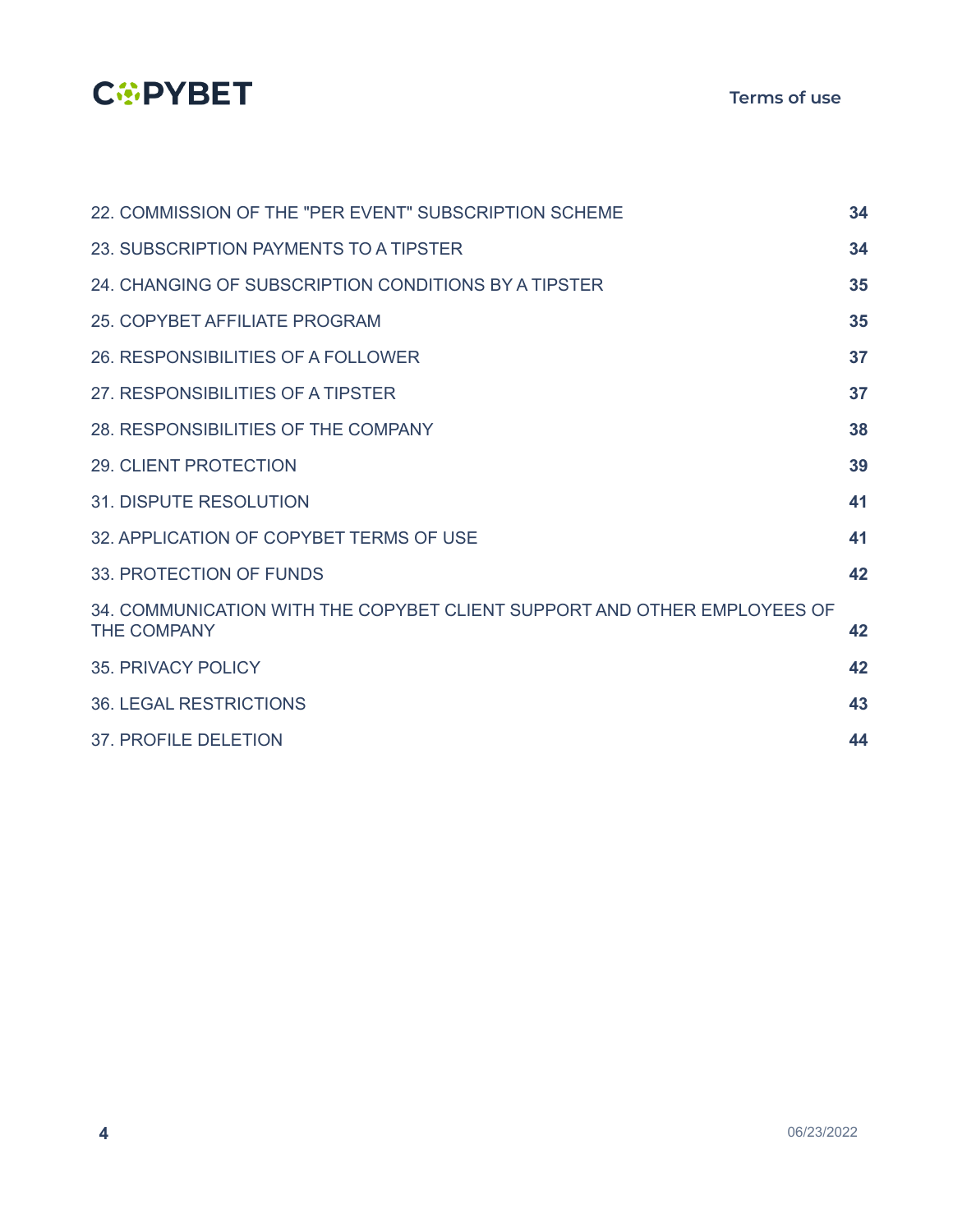| | |
|---|---|
| 22. COMMISSION OF THE "PER EVENT" SUBSCRIPTION SCHEME | **34** |
| 23. SUBSCRIPTION PAYMENTS TO A TIPSTER | **34** |
| 24. CHANGING OF SUBSCRIPTION CONDITIONS BY A TIPSTER | **35** |
| 25. COPYBET AFFILIATE PROGRAM | **35** |
| 26. RESPONSIBILITIES OF A FOLLOWER | **37** |
| 27. RESPONSIBILITIES OF A TIPSTER | **37** |
| 28. RESPONSIBILITIES OF THE COMPANY | **38** |
| 29. CLIENT PROTECTION | **39** |
| 31. DISPUTE RESOLUTION | **41** |
| 32. APPLICATION OF COPYBET TERMS OF USE | **41** |
| 33. PROTECTION OF FUNDS | **42** |
| 34. COMMUNICATION WITH THE COPYBET CLIENT SUPPORT AND OTHER EMPLOYEES OF THE COMPANY | **42** |
| 35. PRIVACY POLICY | **42** |
| 36. LEGAL RESTRICTIONS | **43** |
| 37. PROFILE DELETION | **44** |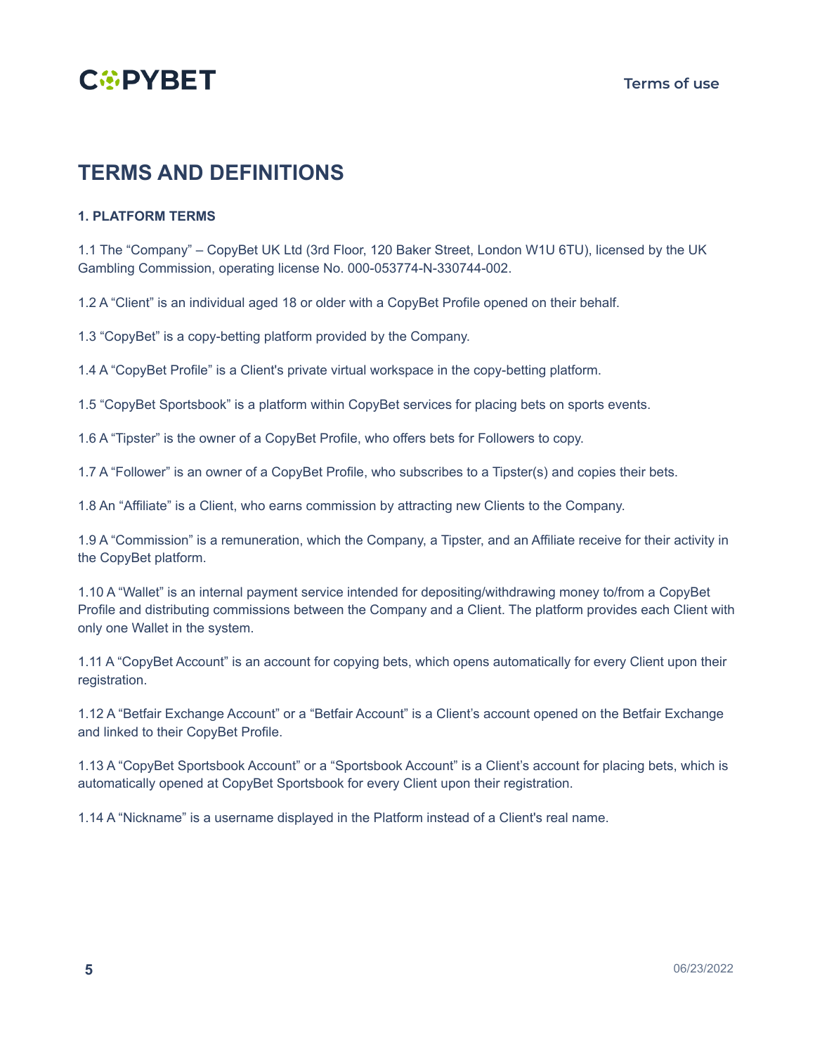# TERMS AND DEFINITIONS

### 1. PLATFORM TERMS

1.1 The “Company” – CopyBet UK Ltd (3rd Floor, 120 Baker Street, London W1U 6TU), licensed by the UK Gambling Commission, operating license No. 000-053774-N-330744-002.

1.2 A “Client” is an individual aged 18 or older with a CopyBet Profile opened on their behalf.

1.3 “CopyBet” is a copy-betting platform provided by the Company.

1.4 A “CopyBet Profile” is a Client's private virtual workspace in the copy-betting platform.

1.5 “CopyBet Sportsbook” is a platform within CopyBet services for placing bets on sports events.

1.6 A “Tipster” is the owner of a CopyBet Profile, who offers bets for Followers to copy.

1.7 A “Follower” is an owner of a CopyBet Profile, who subscribes to a Tipster(s) and copies their bets.

1.8 An “Affiliate” is a Client, who earns commission by attracting new Clients to the Company.

1.9 A “Commission” is a remuneration, which the Company, a Tipster, and an Affiliate receive for their activity in the CopyBet platform.

1.10 A “Wallet” is an internal payment service intended for depositing/withdrawing money to/from a CopyBet Profile and distributing commissions between the Company and a Client. The platform provides each Client with only one Wallet in the system.

1.11 A “CopyBet Account” is an account for copying bets, which opens automatically for every Client upon their registration.

1.12 A “Betfair Exchange Account” or a “Betfair Account” is a Client’s account opened on the Betfair Exchange and linked to their CopyBet Profile.

1.13 A “CopyBet Sportsbook Account” or a “Sportsbook Account” is a Client’s account for placing bets, which is automatically opened at CopyBet Sportsbook for every Client upon their registration.

1.14 A “Nickname” is a username displayed in the Platform instead of a Client's real name.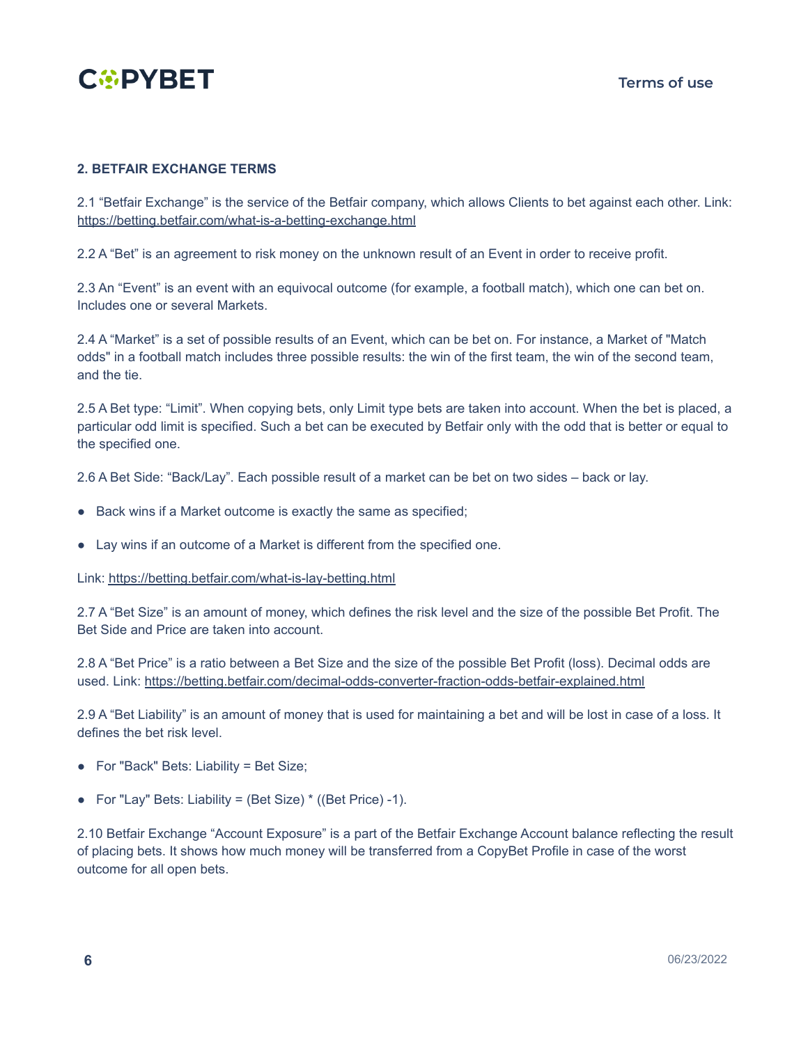## 2. BETFAIR EXCHANGE TERMS

2.1 “Betfair Exchange” is the service of the Betfair company, which allows Clients to bet against each other. Link: https://betting.betfair.com/what-is-a-betting-exchange.html

2.2 A “Bet” is an agreement to risk money on the unknown result of an Event in order to receive profit.

2.3 An “Event” is an event with an equivocal outcome (for example, a football match), which one can bet on. Includes one or several Markets.

2.4 A “Market” is a set of possible results of an Event, which can be bet on. For instance, a Market of "Match odds" in a football match includes three possible results: the win of the first team, the win of the second team, and the tie.

2.5 A Bet type: “Limit”. When copying bets, only Limit type bets are taken into account. When the bet is placed, a particular odd limit is specified. Such a bet can be executed by Betfair only with the odd that is better or equal to the specified one.

2.6 A Bet Side: “Back/Lay”. Each possible result of a market can be bet on two sides – back or lay.

- Back wins if a Market outcome is exactly the same as specified;
- Lay wins if an outcome of a Market is different from the specified one.

Link: https://betting.betfair.com/what-is-lay-betting.html

2.7 A “Bet Size” is an amount of money, which defines the risk level and the size of the possible Bet Profit. The Bet Side and Price are taken into account.

2.8 A “Bet Price” is a ratio between a Bet Size and the size of the possible Bet Profit (loss). Decimal odds are used. Link: https://betting.betfair.com/decimal-odds-converter-fraction-odds-betfair-explained.html

2.9 A “Bet Liability” is an amount of money that is used for maintaining a bet and will be lost in case of a loss. It defines the bet risk level.

- For "Back" Bets: Liability = Bet Size;
- For "Lay" Bets: Liability = (Bet Size) * ((Bet Price) -1).

2.10 Betfair Exchange “Account Exposure” is a part of the Betfair Exchange Account balance reflecting the result of placing bets. It shows how much money will be transferred from a CopyBet Profile in case of the worst outcome for all open bets.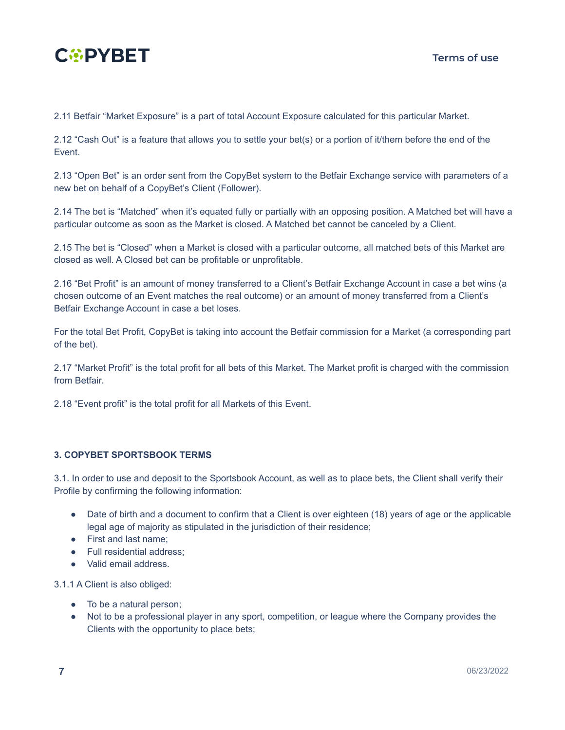2.11 Betfair "Market Exposure" is a part of total Account Exposure calculated for this particular Market.

2.12 "Cash Out" is a feature that allows you to settle your bet(s) or a portion of it/them before the end of the Event.

2.13 "Open Bet" is an order sent from the CopyBet system to the Betfair Exchange service with parameters of a new bet on behalf of a CopyBet's Client (Follower).

2.14 The bet is "Matched" when it's equated fully or partially with an opposing position. A Matched bet will have a particular outcome as soon as the Market is closed. A Matched bet cannot be canceled by a Client.

2.15 The bet is "Closed" when a Market is closed with a particular outcome, all matched bets of this Market are closed as well. A Closed bet can be profitable or unprofitable.

2.16 "Bet Profit" is an amount of money transferred to a Client's Betfair Exchange Account in case a bet wins (a chosen outcome of an Event matches the real outcome) or an amount of money transferred from a Client's Betfair Exchange Account in case a bet loses.

For the total Bet Profit, CopyBet is taking into account the Betfair commission for a Market (a corresponding part of the bet).

2.17 "Market Profit" is the total profit for all bets of this Market. The Market profit is charged with the commission from Betfair.

2.18 "Event profit" is the total profit for all Markets of this Event.

### 3. COPYBET SPORTSBOOK TERMS

3.1. In order to use and deposit to the Sportsbook Account, as well as to place bets, the Client shall verify their Profile by confirming the following information:

- Date of birth and a document to confirm that a Client is over eighteen (18) years of age or the applicable legal age of majority as stipulated in the jurisdiction of their residence;
- First and last name;
- Full residential address;
- Valid email address.

3.1.1 A Client is also obliged:

- To be a natural person;
- Not to be a professional player in any sport, competition, or league where the Company provides the Clients with the opportunity to place bets;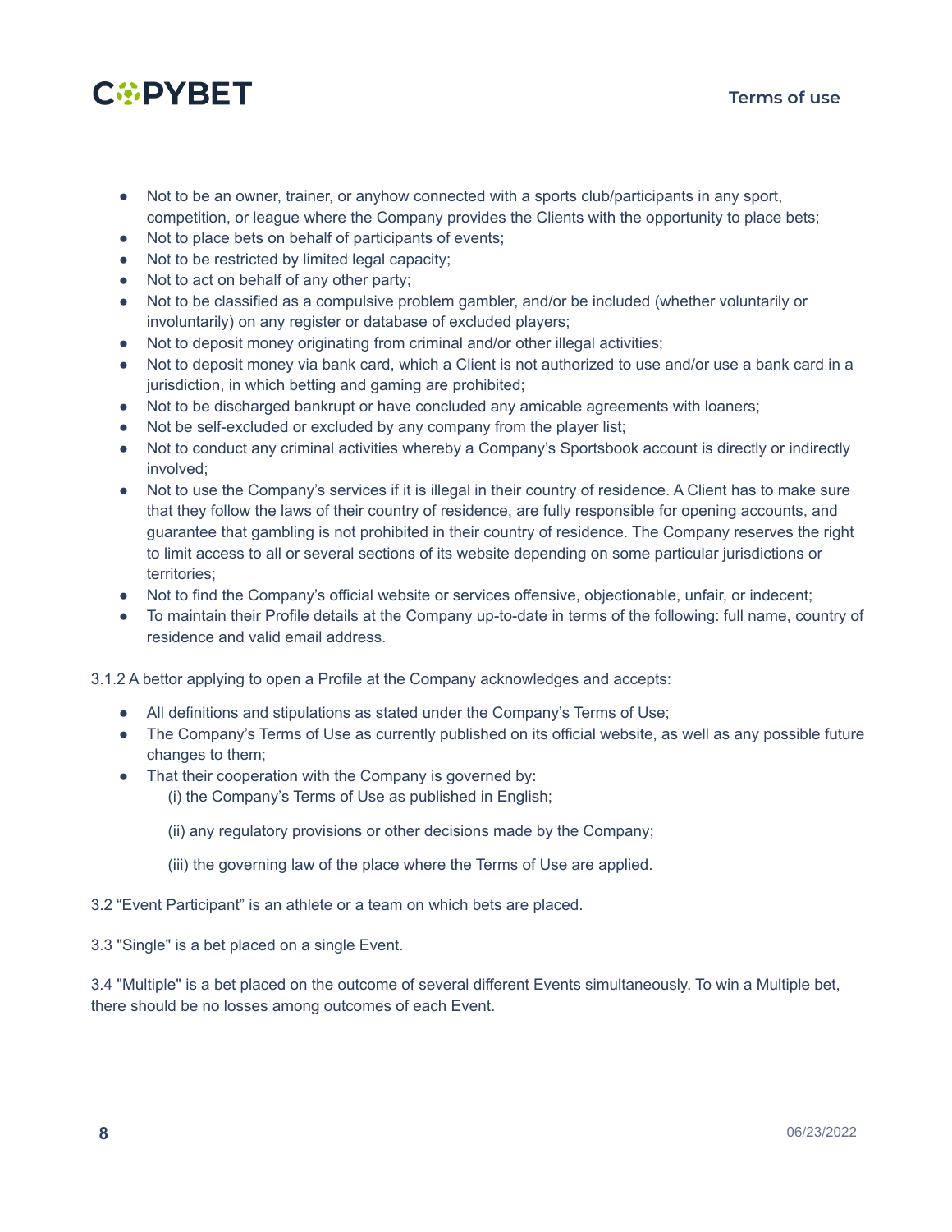- Not to be an owner, trainer, or anyhow connected with a sports club/participants in any sport, competition, or league where the Company provides the Clients with the opportunity to place bets;
- Not to place bets on behalf of participants of events;
- Not to be restricted by limited legal capacity;
- Not to act on behalf of any other party;
- Not to be classified as a compulsive problem gambler, and/or be included (whether voluntarily or involuntarily) on any register or database of excluded players;
- Not to deposit money originating from criminal and/or other illegal activities;
- Not to deposit money via bank card, which a Client is not authorized to use and/or use a bank card in a jurisdiction, in which betting and gaming are prohibited;
- Not to be discharged bankrupt or have concluded any amicable agreements with loaners;
- Not be self-excluded or excluded by any company from the player list;
- Not to conduct any criminal activities whereby a Company's Sportsbook account is directly or indirectly involved;
- Not to use the Company's services if it is illegal in their country of residence. A Client has to make sure that they follow the laws of their country of residence, are fully responsible for opening accounts, and guarantee that gambling is not prohibited in their country of residence. The Company reserves the right to limit access to all or several sections of its website depending on some particular jurisdictions or territories;
- Not to find the Company's official website or services offensive, objectionable, unfair, or indecent;
- To maintain their Profile details at the Company up-to-date in terms of the following: full name, country of residence and valid email address.

3.1.2 A bettor applying to open a Profile at the Company acknowledges and accepts:

- All definitions and stipulations as stated under the Company's Terms of Use;
- The Company's Terms of Use as currently published on its official website, as well as any possible future changes to them;
- That their cooperation with the Company is governed by:

    (i) the Company's Terms of Use as published in English;

    (ii) any regulatory provisions or other decisions made by the Company;

    (iii) the governing law of the place where the Terms of Use are applied.

3.2 "Event Participant" is an athlete or a team on which bets are placed.

3.3 "Single" is a bet placed on a single Event.

3.4 "Multiple" is a bet placed on the outcome of several different Events simultaneously. To win a Multiple bet, there should be no losses among outcomes of each Event.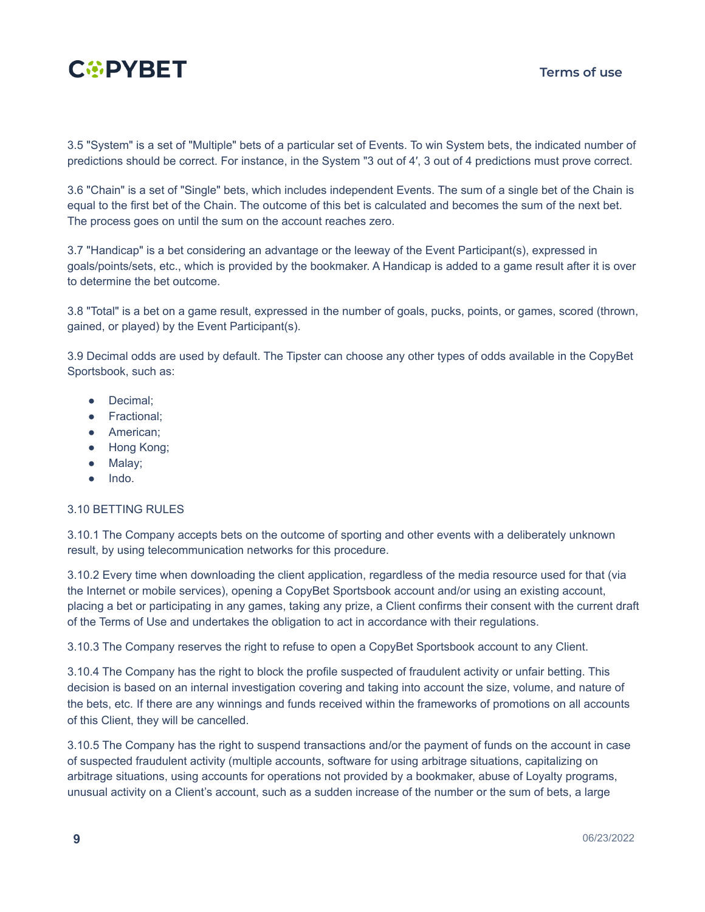3.5 "System" is a set of "Multiple" bets of a particular set of Events. To win System bets, the indicated number of predictions should be correct. For instance, in the System "3 out of 4′, 3 out of 4 predictions must prove correct.

3.6 "Chain" is a set of "Single" bets, which includes independent Events. The sum of a single bet of the Chain is equal to the first bet of the Chain. The outcome of this bet is calculated and becomes the sum of the next bet. The process goes on until the sum on the account reaches zero.

3.7 "Handicap" is a bet considering an advantage or the leeway of the Event Participant(s), expressed in goals/points/sets, etc., which is provided by the bookmaker. A Handicap is added to a game result after it is over to determine the bet outcome.

3.8 "Total" is a bet on a game result, expressed in the number of goals, pucks, points, or games, scored (thrown, gained, or played) by the Event Participant(s).

3.9 Decimal odds are used by default. The Tipster can choose any other types of odds available in the CopyBet Sportsbook, such as:

- Decimal;
- Fractional;
- American;
- Hong Kong;
- Malay;
- Indo.

3.10 BETTING RULES

3.10.1 The Company accepts bets on the outcome of sporting and other events with a deliberately unknown result, by using telecommunication networks for this procedure.

3.10.2 Every time when downloading the client application, regardless of the media resource used for that (via the Internet or mobile services), opening a CopyBet Sportsbook account and/or using an existing account, placing a bet or participating in any games, taking any prize, a Client confirms their consent with the current draft of the Terms of Use and undertakes the obligation to act in accordance with their regulations.

3.10.3 The Company reserves the right to refuse to open a CopyBet Sportsbook account to any Client.

3.10.4 The Company has the right to block the profile suspected of fraudulent activity or unfair betting. This decision is based on an internal investigation covering and taking into account the size, volume, and nature of the bets, etc. If there are any winnings and funds received within the frameworks of promotions on all accounts of this Client, they will be cancelled.

3.10.5 The Company has the right to suspend transactions and/or the payment of funds on the account in case of suspected fraudulent activity (multiple accounts, software for using arbitrage situations, capitalizing on arbitrage situations, using accounts for operations not provided by a bookmaker, abuse of Loyalty programs, unusual activity on a Client's account, such as a sudden increase of the number or the sum of bets, a large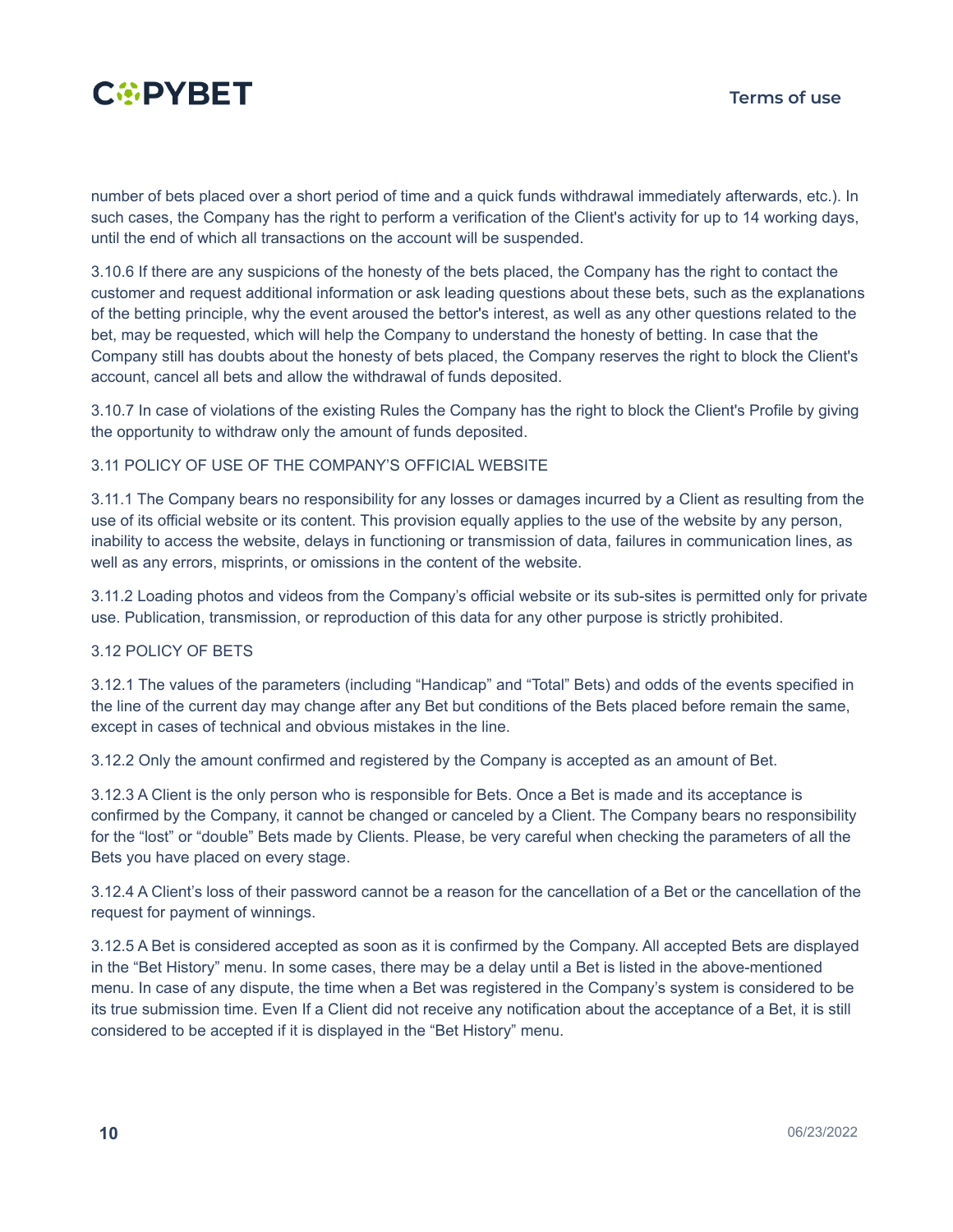number of bets placed over a short period of time and a quick funds withdrawal immediately afterwards, etc.). In such cases, the Company has the right to perform a verification of the Client's activity for up to 14 working days, until the end of which all transactions on the account will be suspended.

3.10.6 If there are any suspicions of the honesty of the bets placed, the Company has the right to contact the customer and request additional information or ask leading questions about these bets, such as the explanations of the betting principle, why the event aroused the bettor's interest, as well as any other questions related to the bet, may be requested, which will help the Company to understand the honesty of betting. In case that the Company still has doubts about the honesty of bets placed, the Company reserves the right to block the Client's account, cancel all bets and allow the withdrawal of funds deposited.

3.10.7 In case of violations of the existing Rules the Company has the right to block the Client's Profile by giving the opportunity to withdraw only the amount of funds deposited.

### 3.11 POLICY OF USE OF THE COMPANY'S OFFICIAL WEBSITE

3.11.1 The Company bears no responsibility for any losses or damages incurred by a Client as resulting from the use of its official website or its content. This provision equally applies to the use of the website by any person, inability to access the website, delays in functioning or transmission of data, failures in communication lines, as well as any errors, misprints, or omissions in the content of the website.

3.11.2 Loading photos and videos from the Company's official website or its sub-sites is permitted only for private use. Publication, transmission, or reproduction of this data for any other purpose is strictly prohibited.

### 3.12 POLICY OF BETS

3.12.1 The values of the parameters (including "Handicap" and "Total" Bets) and odds of the events specified in the line of the current day may change after any Bet but conditions of the Bets placed before remain the same, except in cases of technical and obvious mistakes in the line.

3.12.2 Only the amount confirmed and registered by the Company is accepted as an amount of Bet.

3.12.3 A Client is the only person who is responsible for Bets. Once a Bet is made and its acceptance is confirmed by the Company, it cannot be changed or canceled by a Client. The Company bears no responsibility for the "lost" or "double" Bets made by Clients. Please, be very careful when checking the parameters of all the Bets you have placed on every stage.

3.12.4 A Client's loss of their password cannot be a reason for the cancellation of a Bet or the cancellation of the request for payment of winnings.

3.12.5 A Bet is considered accepted as soon as it is confirmed by the Company. All accepted Bets are displayed in the "Bet History" menu. In some cases, there may be a delay until a Bet is listed in the above-mentioned menu. In case of any dispute, the time when a Bet was registered in the Company's system is considered to be its true submission time. Even If a Client did not receive any notification about the acceptance of a Bet, it is still considered to be accepted if it is displayed in the "Bet History" menu.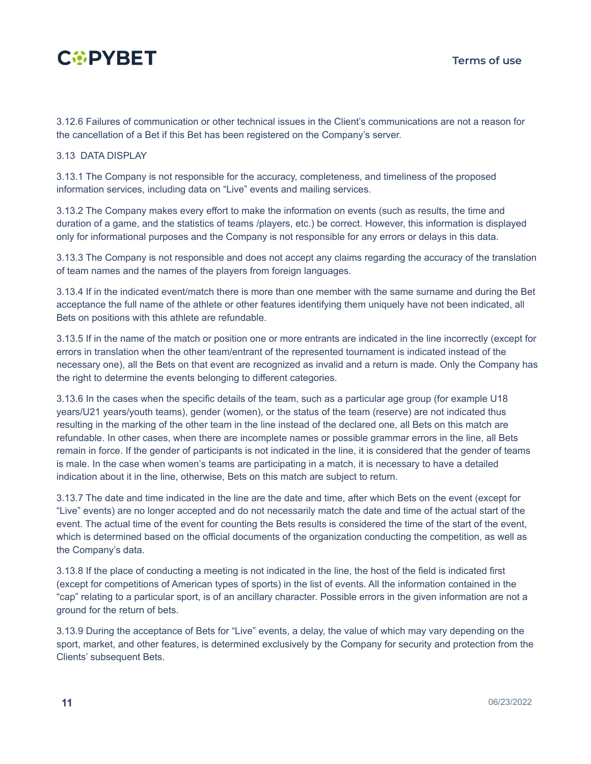3.12.6 Failures of communication or other technical issues in the Client's communications are not a reason for the cancellation of a Bet if this Bet has been registered on the Company's server.

### 3.13 DATA DISPLAY

3.13.1 The Company is not responsible for the accuracy, completeness, and timeliness of the proposed information services, including data on "Live" events and mailing services.

3.13.2 The Company makes every effort to make the information on events (such as results, the time and duration of a game, and the statistics of teams /players, etc.) be correct. However, this information is displayed only for informational purposes and the Company is not responsible for any errors or delays in this data.

3.13.3 The Company is not responsible and does not accept any claims regarding the accuracy of the translation of team names and the names of the players from foreign languages.

3.13.4 If in the indicated event/match there is more than one member with the same surname and during the Bet acceptance the full name of the athlete or other features identifying them uniquely have not been indicated, all Bets on positions with this athlete are refundable.

3.13.5 If in the name of the match or position one or more entrants are indicated in the line incorrectly (except for errors in translation when the other team/entrant of the represented tournament is indicated instead of the necessary one), all the Bets on that event are recognized as invalid and a return is made. Only the Company has the right to determine the events belonging to different categories.

3.13.6 In the cases when the specific details of the team, such as a particular age group (for example U18 years/U21 years/youth teams), gender (women), or the status of the team (reserve) are not indicated thus resulting in the marking of the other team in the line instead of the declared one, all Bets on this match are refundable. In other cases, when there are incomplete names or possible grammar errors in the line, all Bets remain in force. If the gender of participants is not indicated in the line, it is considered that the gender of teams is male. In the case when women's teams are participating in a match, it is necessary to have a detailed indication about it in the line, otherwise, Bets on this match are subject to return.

3.13.7 The date and time indicated in the line are the date and time, after which Bets on the event (except for "Live" events) are no longer accepted and do not necessarily match the date and time of the actual start of the event. The actual time of the event for counting the Bets results is considered the time of the start of the event, which is determined based on the official documents of the organization conducting the competition, as well as the Company's data.

3.13.8 If the place of conducting a meeting is not indicated in the line, the host of the field is indicated first (except for competitions of American types of sports) in the list of events. All the information contained in the "cap" relating to a particular sport, is of an ancillary character. Possible errors in the given information are not a ground for the return of bets.

3.13.9 During the acceptance of Bets for "Live" events, a delay, the value of which may vary depending on the sport, market, and other features, is determined exclusively by the Company for security and protection from the Clients' subsequent Bets.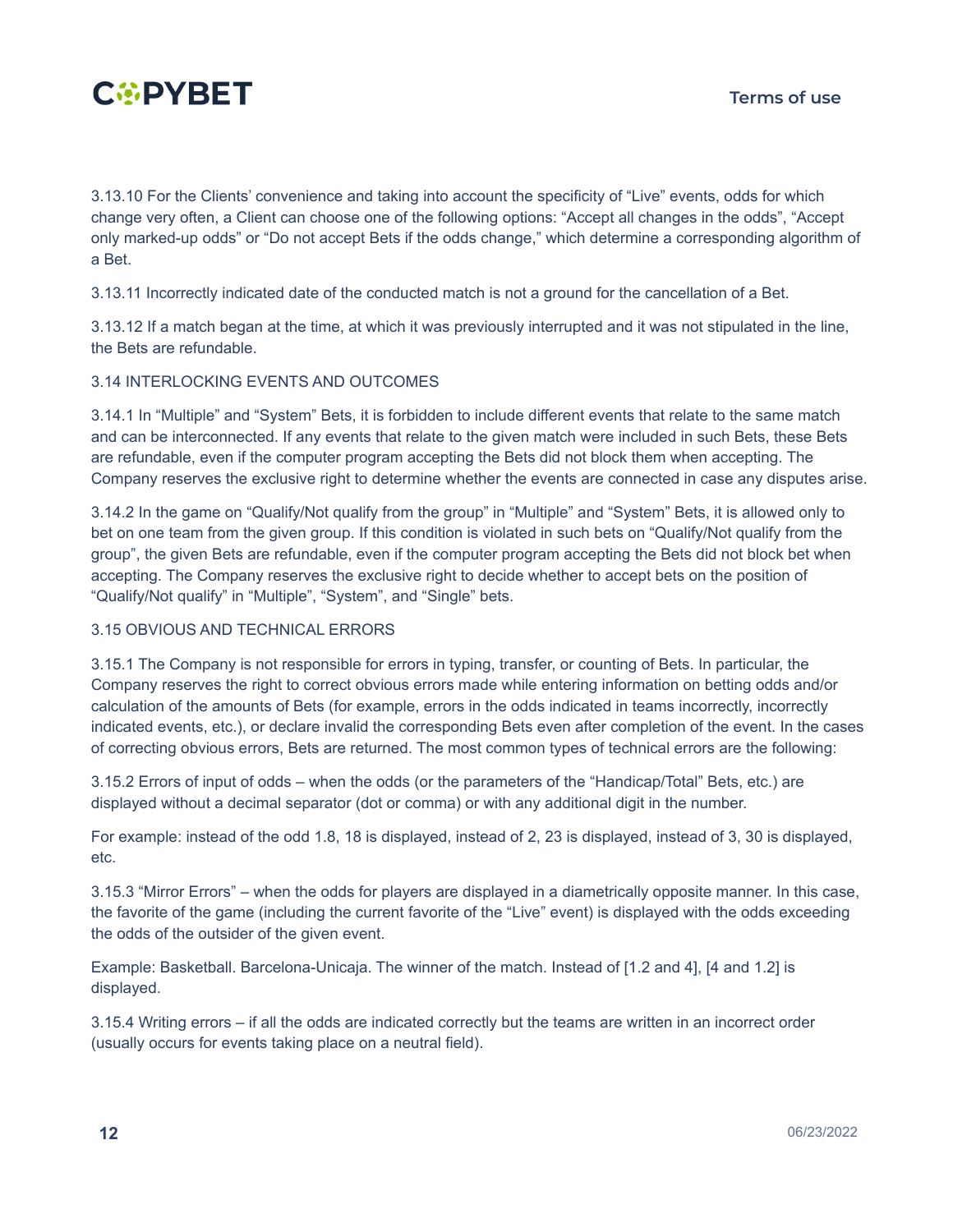3.13.10 For the Clients' convenience and taking into account the specificity of "Live" events, odds for which change very often, a Client can choose one of the following options: "Accept all changes in the odds", "Accept only marked-up odds" or "Do not accept Bets if the odds change," which determine a corresponding algorithm of a Bet.

3.13.11 Incorrectly indicated date of the conducted match is not a ground for the cancellation of a Bet.

3.13.12 If a match began at the time, at which it was previously interrupted and it was not stipulated in the line, the Bets are refundable.

3.14 INTERLOCKING EVENTS AND OUTCOMES

3.14.1 In "Multiple" and "System" Bets, it is forbidden to include different events that relate to the same match and can be interconnected. If any events that relate to the given match were included in such Bets, these Bets are refundable, even if the computer program accepting the Bets did not block them when accepting. The Company reserves the exclusive right to determine whether the events are connected in case any disputes arise.

3.14.2 In the game on "Qualify/Not qualify from the group" in "Multiple" and "System" Bets, it is allowed only to bet on one team from the given group. If this condition is violated in such bets on "Qualify/Not qualify from the group", the given Bets are refundable, even if the computer program accepting the Bets did not block bet when accepting. The Company reserves the exclusive right to decide whether to accept bets on the position of "Qualify/Not qualify" in "Multiple", "System", and "Single" bets.

3.15 OBVIOUS AND TECHNICAL ERRORS

3.15.1 The Company is not responsible for errors in typing, transfer, or counting of Bets. In particular, the Company reserves the right to correct obvious errors made while entering information on betting odds and/or calculation of the amounts of Bets (for example, errors in the odds indicated in teams incorrectly, incorrectly indicated events, etc.), or declare invalid the corresponding Bets even after completion of the event. In the cases of correcting obvious errors, Bets are returned. The most common types of technical errors are the following:

3.15.2 Errors of input of odds – when the odds (or the parameters of the "Handicap/Total" Bets, etc.) are displayed without a decimal separator (dot or comma) or with any additional digit in the number.

For example: instead of the odd 1.8, 18 is displayed, instead of 2, 23 is displayed, instead of 3, 30 is displayed, etc.

3.15.3 "Mirror Errors" – when the odds for players are displayed in a diametrically opposite manner. In this case, the favorite of the game (including the current favorite of the "Live" event) is displayed with the odds exceeding the odds of the outsider of the given event.

Example: Basketball. Barcelona-Unicaja. The winner of the match. Instead of [1.2 and 4], [4 and 1.2] is displayed.

3.15.4 Writing errors – if all the odds are indicated correctly but the teams are written in an incorrect order (usually occurs for events taking place on a neutral field).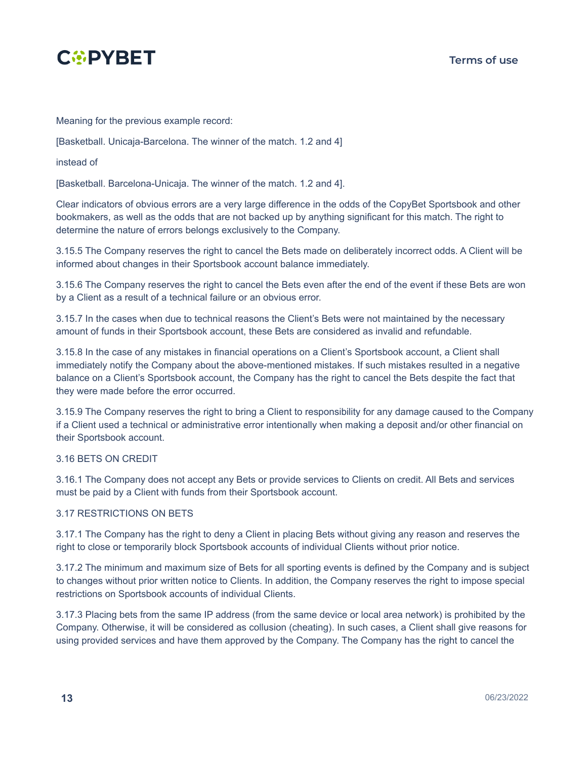Meaning for the previous example record:

[Basketball. Unicaja-Barcelona. The winner of the match. 1.2 and 4]

instead of

[Basketball. Barcelona-Unicaja. The winner of the match. 1.2 and 4].

Clear indicators of obvious errors are a very large difference in the odds of the CopyBet Sportsbook and other bookmakers, as well as the odds that are not backed up by anything significant for this match. The right to determine the nature of errors belongs exclusively to the Company.

3.15.5 The Company reserves the right to cancel the Bets made on deliberately incorrect odds. A Client will be informed about changes in their Sportsbook account balance immediately.

3.15.6 The Company reserves the right to cancel the Bets even after the end of the event if these Bets are won by a Client as a result of a technical failure or an obvious error.

3.15.7 In the cases when due to technical reasons the Client's Bets were not maintained by the necessary amount of funds in their Sportsbook account, these Bets are considered as invalid and refundable.

3.15.8 In the case of any mistakes in financial operations on a Client's Sportsbook account, a Client shall immediately notify the Company about the above-mentioned mistakes. If such mistakes resulted in a negative balance on a Client's Sportsbook account, the Company has the right to cancel the Bets despite the fact that they were made before the error occurred.

3.15.9 The Company reserves the right to bring a Client to responsibility for any damage caused to the Company if a Client used a technical or administrative error intentionally when making a deposit and/or other financial on their Sportsbook account.

3.16 BETS ON CREDIT

3.16.1 The Company does not accept any Bets or provide services to Clients on credit. All Bets and services must be paid by a Client with funds from their Sportsbook account.

3.17 RESTRICTIONS ON BETS

3.17.1 The Company has the right to deny a Client in placing Bets without giving any reason and reserves the right to close or temporarily block Sportsbook accounts of individual Clients without prior notice.

3.17.2 The minimum and maximum size of Bets for all sporting events is defined by the Company and is subject to changes without prior written notice to Clients. In addition, the Company reserves the right to impose special restrictions on Sportsbook accounts of individual Clients.

3.17.3 Placing bets from the same IP address (from the same device or local area network) is prohibited by the Company. Otherwise, it will be considered as collusion (cheating). In such cases, a Client shall give reasons for using provided services and have them approved by the Company. The Company has the right to cancel the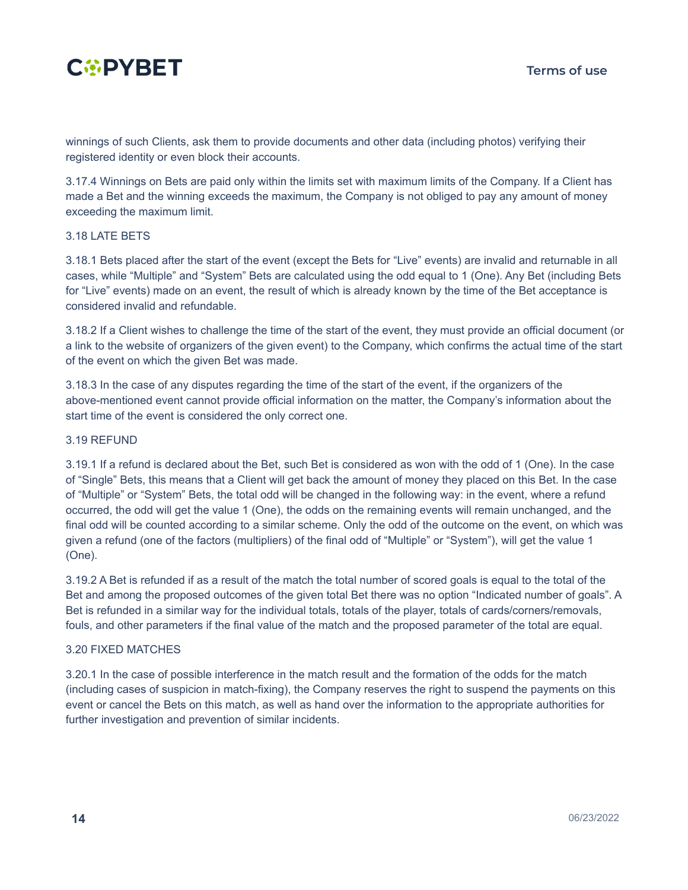winnings of such Clients, ask them to provide documents and other data (including photos) verifying their registered identity or even block their accounts.

3.17.4 Winnings on Bets are paid only within the limits set with maximum limits of the Company. If a Client has made a Bet and the winning exceeds the maximum, the Company is not obliged to pay any amount of money exceeding the maximum limit.

### 3.18 LATE BETS

3.18.1 Bets placed after the start of the event (except the Bets for “Live” events) are invalid and returnable in all cases, while “Multiple” and “System” Bets are calculated using the odd equal to 1 (One). Any Bet (including Bets for “Live” events) made on an event, the result of which is already known by the time of the Bet acceptance is considered invalid and refundable.

3.18.2 If a Client wishes to challenge the time of the start of the event, they must provide an official document (or a link to the website of organizers of the given event) to the Company, which confirms the actual time of the start of the event on which the given Bet was made.

3.18.3 In the case of any disputes regarding the time of the start of the event, if the organizers of the above-mentioned event cannot provide official information on the matter, the Company’s information about the start time of the event is considered the only correct one.

### 3.19 REFUND

3.19.1 If a refund is declared about the Bet, such Bet is considered as won with the odd of 1 (One). In the case of “Single” Bets, this means that a Client will get back the amount of money they placed on this Bet. In the case of “Multiple” or “System” Bets, the total odd will be changed in the following way: in the event, where a refund occurred, the odd will get the value 1 (One), the odds on the remaining events will remain unchanged, and the final odd will be counted according to a similar scheme. Only the odd of the outcome on the event, on which was given a refund (one of the factors (multipliers) of the final odd of “Multiple” or “System”), will get the value 1 (One).

3.19.2 A Bet is refunded if as a result of the match the total number of scored goals is equal to the total of the Bet and among the proposed outcomes of the given total Bet there was no option “Indicated number of goals”. A Bet is refunded in a similar way for the individual totals, totals of the player, totals of cards/corners/removals, fouls, and other parameters if the final value of the match and the proposed parameter of the total are equal.

### 3.20 FIXED MATCHES

3.20.1 In the case of possible interference in the match result and the formation of the odds for the match (including cases of suspicion in match-fixing), the Company reserves the right to suspend the payments on this event or cancel the Bets on this match, as well as hand over the information to the appropriate authorities for further investigation and prevention of similar incidents.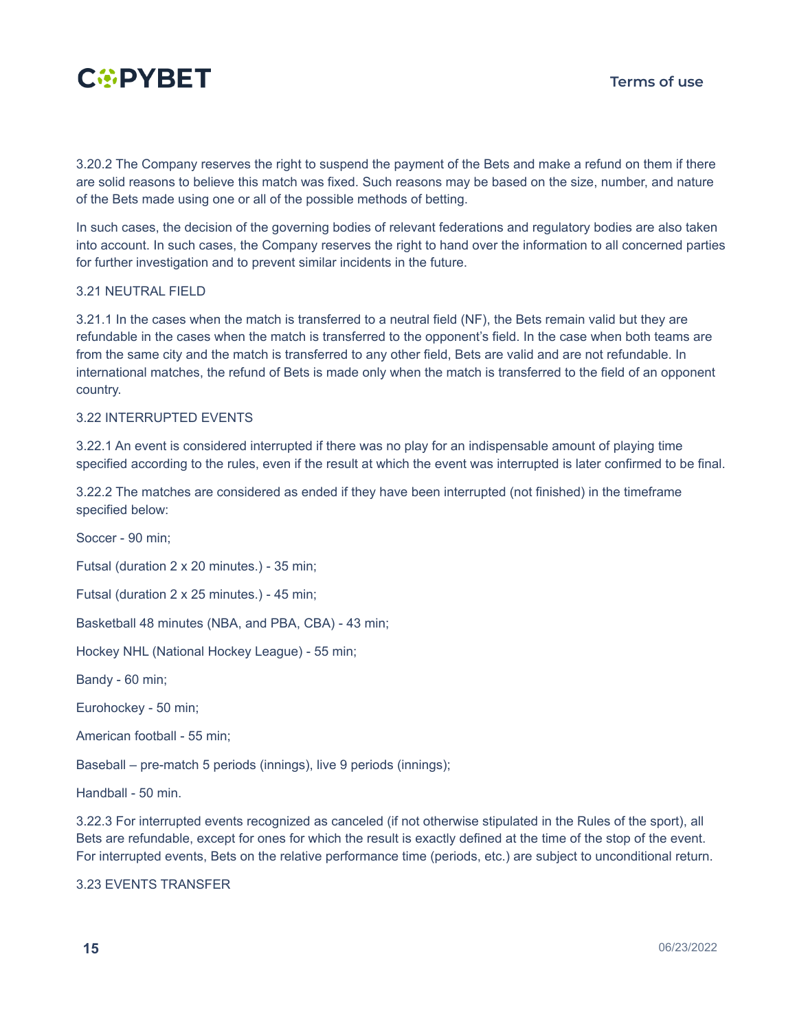3.20.2 The Company reserves the right to suspend the payment of the Bets and make a refund on them if there are solid reasons to believe this match was fixed. Such reasons may be based on the size, number, and nature of the Bets made using one or all of the possible methods of betting.

In such cases, the decision of the governing bodies of relevant federations and regulatory bodies are also taken into account. In such cases, the Company reserves the right to hand over the information to all concerned parties for further investigation and to prevent similar incidents in the future.

## 3.21 NEUTRAL FIELD

3.21.1 In the cases when the match is transferred to a neutral field (NF), the Bets remain valid but they are refundable in the cases when the match is transferred to the opponent's field. In the case when both teams are from the same city and the match is transferred to any other field, Bets are valid and are not refundable. In international matches, the refund of Bets is made only when the match is transferred to the field of an opponent country.

## 3.22 INTERRUPTED EVENTS

3.22.1 An event is considered interrupted if there was no play for an indispensable amount of playing time specified according to the rules, even if the result at which the event was interrupted is later confirmed to be final.

3.22.2 The matches are considered as ended if they have been interrupted (not finished) in the timeframe specified below:

Soccer - 90 min;

Futsal (duration 2 x 20 minutes.) - 35 min;

Futsal (duration 2 x 25 minutes.) - 45 min;

Basketball 48 minutes (NBA, and PBA, CBA) - 43 min;

Hockey NHL (National Hockey League) - 55 min;

Bandy - 60 min;

Eurohockey - 50 min;

American football - 55 min;

Baseball – pre-match 5 periods (innings), live 9 periods (innings);

Handball - 50 min.

3.22.3 For interrupted events recognized as canceled (if not otherwise stipulated in the Rules of the sport), all Bets are refundable, except for ones for which the result is exactly defined at the time of the stop of the event. For interrupted events, Bets on the relative performance time (periods, etc.) are subject to unconditional return.

## 3.23 EVENTS TRANSFER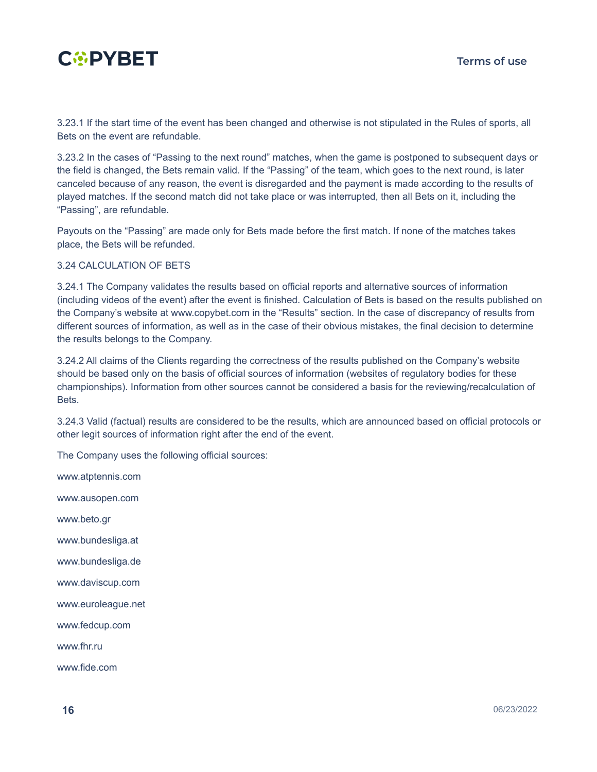3.23.1 If the start time of the event has been changed and otherwise is not stipulated in the Rules of sports, all Bets on the event are refundable.

3.23.2 In the cases of “Passing to the next round” matches, when the game is postponed to subsequent days or the field is changed, the Bets remain valid. If the “Passing” of the team, which goes to the next round, is later canceled because of any reason, the event is disregarded and the payment is made according to the results of played matches. If the second match did not take place or was interrupted, then all Bets on it, including the “Passing”, are refundable.

Payouts on the “Passing” are made only for Bets made before the first match. If none of the matches takes place, the Bets will be refunded.

3.24 CALCULATION OF BETS

3.24.1 The Company validates the results based on official reports and alternative sources of information (including videos of the event) after the event is finished. Calculation of Bets is based on the results published on the Company’s website at www.copybet.com in the “Results” section. In the case of discrepancy of results from different sources of information, as well as in the case of their obvious mistakes, the final decision to determine the results belongs to the Company.

3.24.2 All claims of the Clients regarding the correctness of the results published on the Company’s website should be based only on the basis of official sources of information (websites of regulatory bodies for these championships). Information from other sources cannot be considered a basis for the reviewing/recalculation of Bets.

3.24.3 Valid (factual) results are considered to be the results, which are announced based on official protocols or other legit sources of information right after the end of the event.

The Company uses the following official sources:

www.atptennis.com

www.ausopen.com

www.beto.gr

www.bundesliga.at

www.bundesliga.de

www.daviscup.com

www.euroleague.net

www.fedcup.com

www.fhr.ru

www.fide.com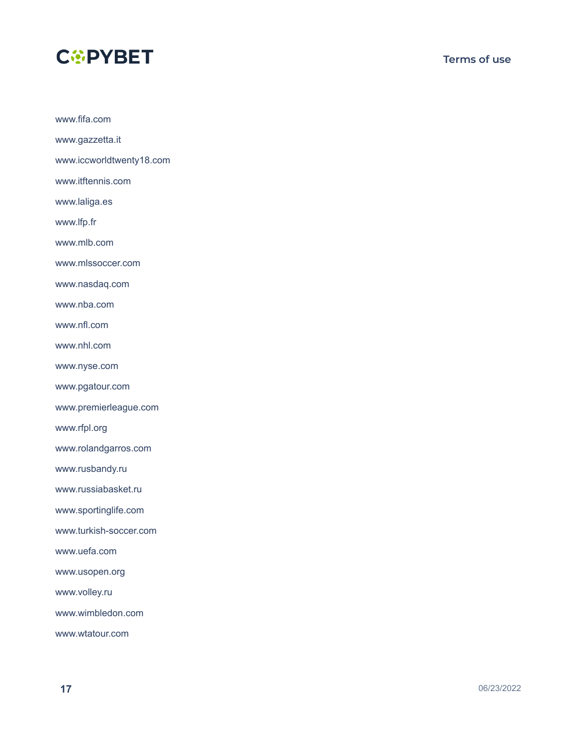www.fifa.com

www.gazzetta.it

www.iccworldtwenty18.com

www.itftennis.com

www.laliga.es

www.lfp.fr

www.mlb.com

www.mlssoccer.com

www.nasdaq.com

www.nba.com

www.nfl.com

www.nhl.com

www.nyse.com

www.pgatour.com

www.premierleague.com

www.rfpl.org

www.rolandgarros.com

www.rusbandy.ru

www.russiabasket.ru

www.sportinglife.com

www.turkish-soccer.com

www.uefa.com

www.usopen.org

www.volley.ru

www.wimbledon.com

www.wtatour.com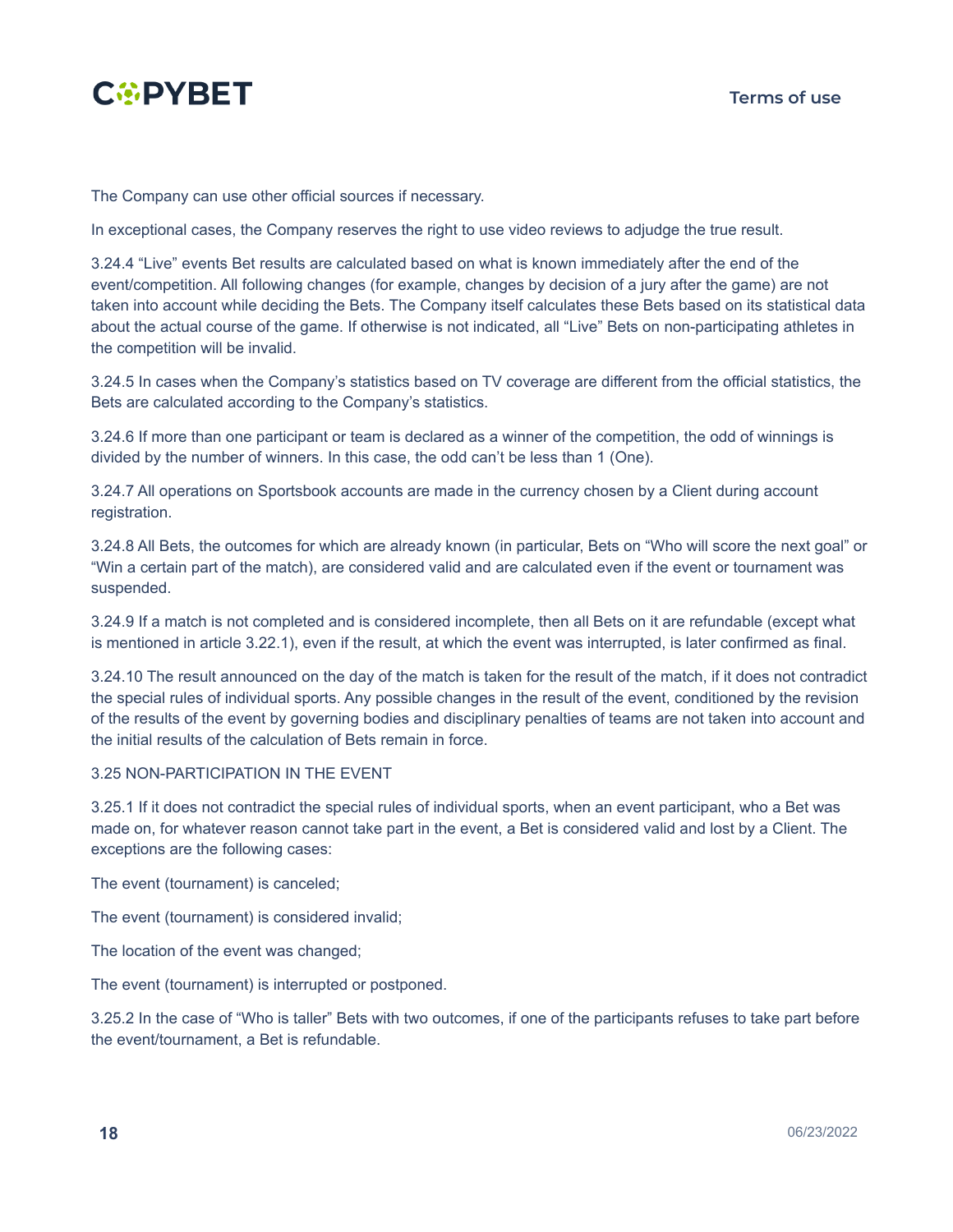The Company can use other official sources if necessary.

In exceptional cases, the Company reserves the right to use video reviews to adjudge the true result.

3.24.4 “Live” events Bet results are calculated based on what is known immediately after the end of the event/competition. All following changes (for example, changes by decision of a jury after the game) are not taken into account while deciding the Bets. The Company itself calculates these Bets based on its statistical data about the actual course of the game. If otherwise is not indicated, all “Live” Bets on non-participating athletes in the competition will be invalid.

3.24.5 In cases when the Company’s statistics based on TV coverage are different from the official statistics, the Bets are calculated according to the Company’s statistics.

3.24.6 If more than one participant or team is declared as a winner of the competition, the odd of winnings is divided by the number of winners. In this case, the odd can’t be less than 1 (One).

3.24.7 All operations on Sportsbook accounts are made in the currency chosen by a Client during account registration.

3.24.8 All Bets, the outcomes for which are already known (in particular, Bets on “Who will score the next goal” or “Win a certain part of the match), are considered valid and are calculated even if the event or tournament was suspended.

3.24.9 If a match is not completed and is considered incomplete, then all Bets on it are refundable (except what is mentioned in article 3.22.1), even if the result, at which the event was interrupted, is later confirmed as final.

3.24.10 The result announced on the day of the match is taken for the result of the match, if it does not contradict the special rules of individual sports. Any possible changes in the result of the event, conditioned by the revision of the results of the event by governing bodies and disciplinary penalties of teams are not taken into account and the initial results of the calculation of Bets remain in force.

3.25 NON-PARTICIPATION IN THE EVENT

3.25.1 If it does not contradict the special rules of individual sports, when an event participant, who a Bet was made on, for whatever reason cannot take part in the event, a Bet is considered valid and lost by a Client. The exceptions are the following cases:

The event (tournament) is canceled;

The event (tournament) is considered invalid;

The location of the event was changed;

The event (tournament) is interrupted or postponed.

3.25.2 In the case of “Who is taller” Bets with two outcomes, if one of the participants refuses to take part before the event/tournament, a Bet is refundable.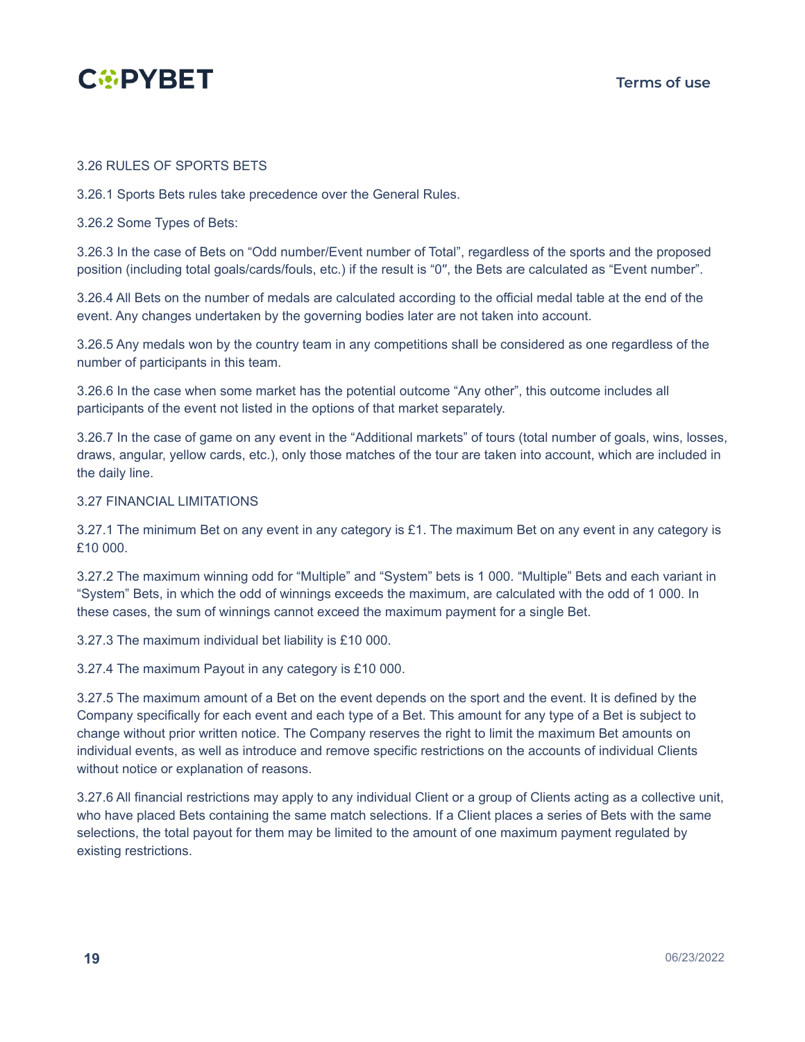3.26 RULES OF SPORTS BETS

3.26.1 Sports Bets rules take precedence over the General Rules.

3.26.2 Some Types of Bets:

3.26.3 In the case of Bets on “Odd number/Event number of Total”, regardless of the sports and the proposed position (including total goals/cards/fouls, etc.) if the result is “0″, the Bets are calculated as “Event number”.

3.26.4 All Bets on the number of medals are calculated according to the official medal table at the end of the event. Any changes undertaken by the governing bodies later are not taken into account.

3.26.5 Any medals won by the country team in any competitions shall be considered as one regardless of the number of participants in this team.

3.26.6 In the case when some market has the potential outcome “Any other”, this outcome includes all participants of the event not listed in the options of that market separately.

3.26.7 In the case of game on any event in the “Additional markets” of tours (total number of goals, wins, losses, draws, angular, yellow cards, etc.), only those matches of the tour are taken into account, which are included in the daily line.

3.27 FINANCIAL LIMITATIONS

3.27.1 The minimum Bet on any event in any category is £1. The maximum Bet on any event in any category is £10 000.

3.27.2 The maximum winning odd for “Multiple” and “System” bets is 1 000. “Multiple” Bets and each variant in “System” Bets, in which the odd of winnings exceeds the maximum, are calculated with the odd of 1 000. In these cases, the sum of winnings cannot exceed the maximum payment for a single Bet.

3.27.3 The maximum individual bet liability is £10 000.

3.27.4 The maximum Payout in any category is £10 000.

3.27.5 The maximum amount of a Bet on the event depends on the sport and the event. It is defined by the Company specifically for each event and each type of a Bet. This amount for any type of a Bet is subject to change without prior written notice. The Company reserves the right to limit the maximum Bet amounts on individual events, as well as introduce and remove specific restrictions on the accounts of individual Clients without notice or explanation of reasons.

3.27.6 All financial restrictions may apply to any individual Client or a group of Clients acting as a collective unit, who have placed Bets containing the same match selections. If a Client places a series of Bets with the same selections, the total payout for them may be limited to the amount of one maximum payment regulated by existing restrictions.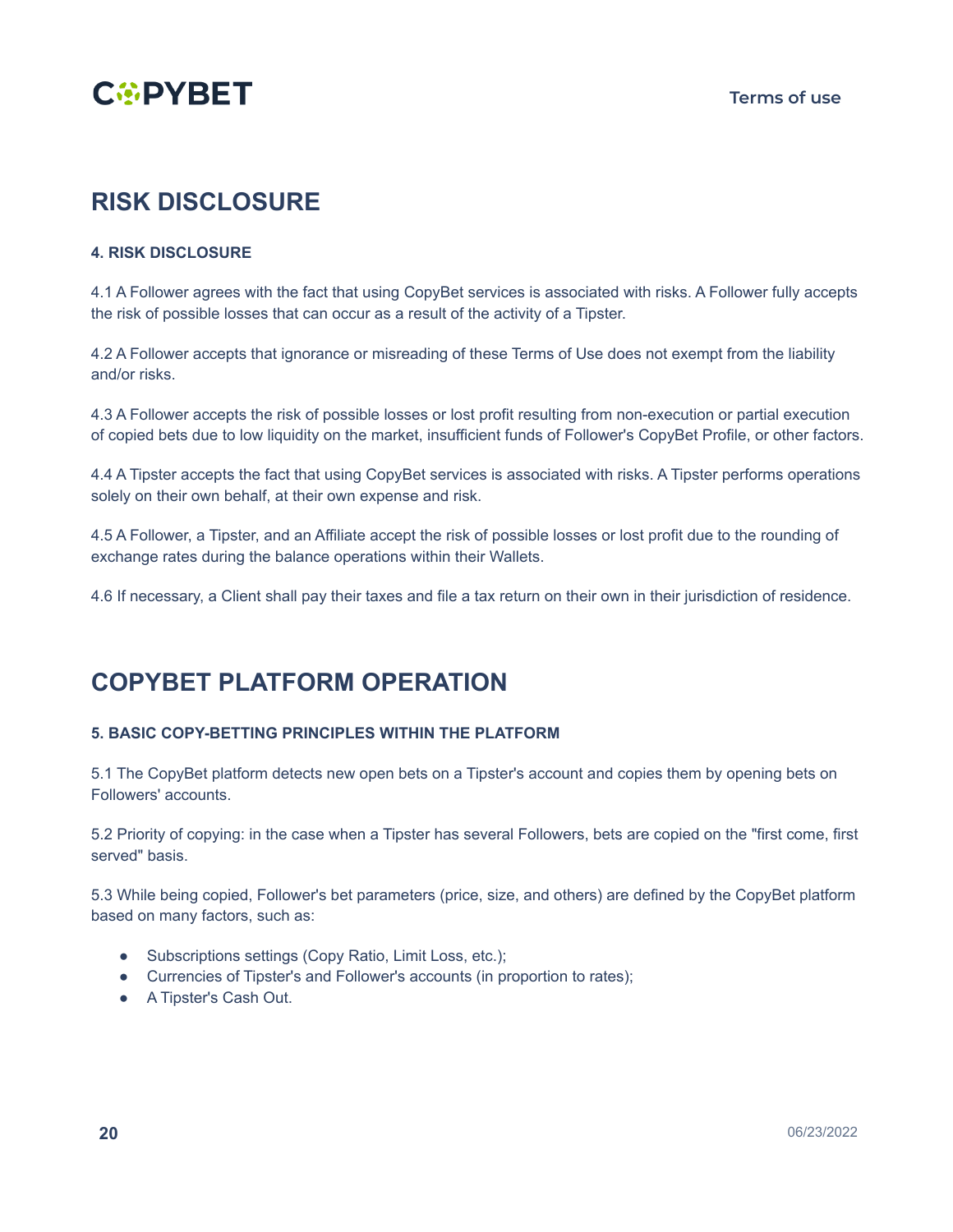## RISK DISCLOSURE

#### 4. RISK DISCLOSURE

4.1 A Follower agrees with the fact that using CopyBet services is associated with risks. A Follower fully accepts the risk of possible losses that can occur as a result of the activity of a Tipster.

4.2 A Follower accepts that ignorance or misreading of these Terms of Use does not exempt from the liability and/or risks.

4.3 A Follower accepts the risk of possible losses or lost profit resulting from non-execution or partial execution of copied bets due to low liquidity on the market, insufficient funds of Follower's CopyBet Profile, or other factors.

4.4 A Tipster accepts the fact that using CopyBet services is associated with risks. A Tipster performs operations solely on their own behalf, at their own expense and risk.

4.5 A Follower, a Tipster, and an Affiliate accept the risk of possible losses or lost profit due to the rounding of exchange rates during the balance operations within their Wallets.

4.6 If necessary, a Client shall pay their taxes and file a tax return on their own in their jurisdiction of residence.

## COPYBET PLATFORM OPERATION

#### 5. BASIC COPY-BETTING PRINCIPLES WITHIN THE PLATFORM

5.1 The CopyBet platform detects new open bets on a Tipster's account and copies them by opening bets on Followers' accounts.

5.2 Priority of copying: in the case when a Tipster has several Followers, bets are copied on the "first come, first served" basis.

5.3 While being copied, Follower's bet parameters (price, size, and others) are defined by the CopyBet platform based on many factors, such as:

- Subscriptions settings (Copy Ratio, Limit Loss, etc.);
- Currencies of Tipster's and Follower's accounts (in proportion to rates);
- A Tipster's Cash Out.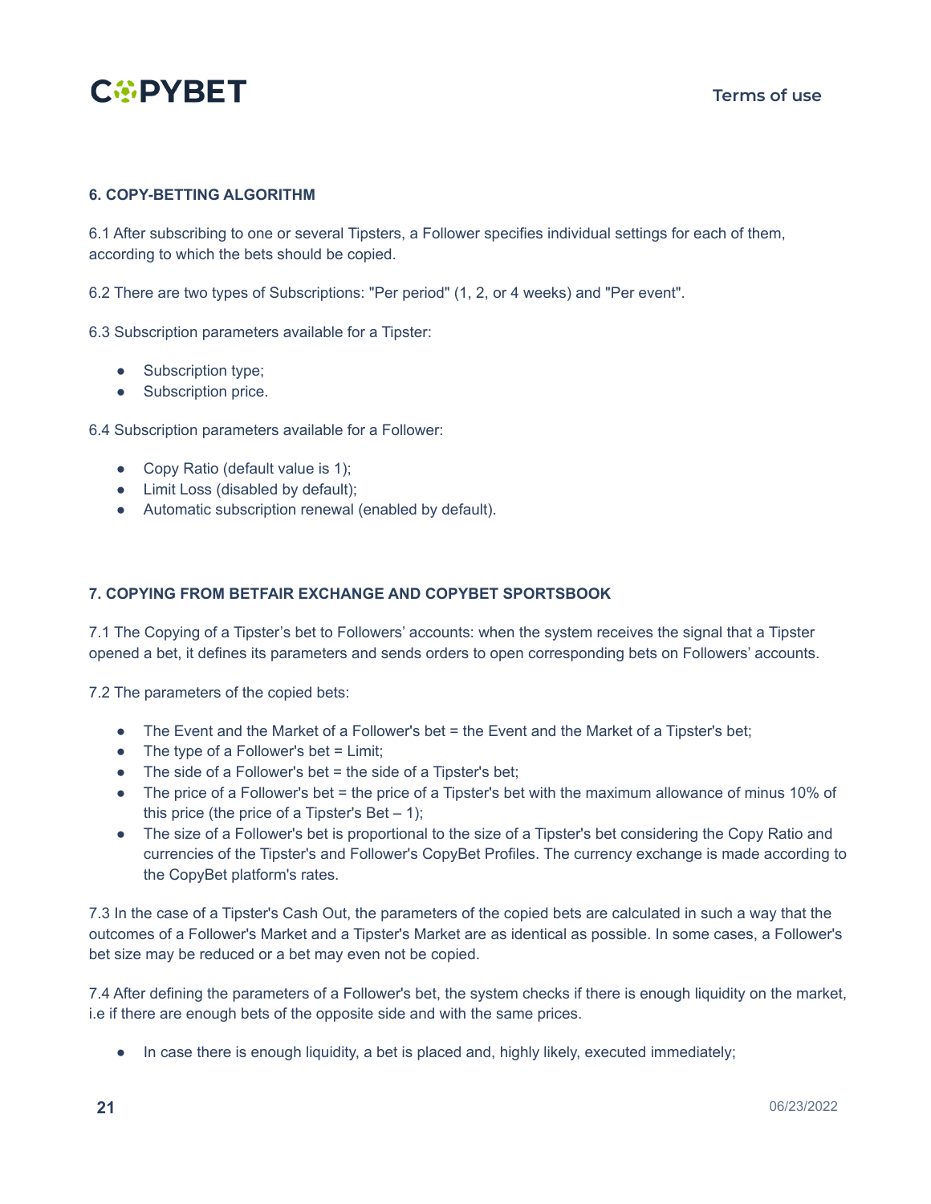## 6. COPY-BETTING ALGORITHM

6.1 After subscribing to one or several Tipsters, a Follower specifies individual settings for each of them, according to which the bets should be copied.

6.2 There are two types of Subscriptions: "Per period" (1, 2, or 4 weeks) and "Per event".

6.3 Subscription parameters available for a Tipster:

- Subscription type;
- Subscription price.

6.4 Subscription parameters available for a Follower:

- Copy Ratio (default value is 1);
- Limit Loss (disabled by default);
- Automatic subscription renewal (enabled by default).

## 7. COPYING FROM BETFAIR EXCHANGE AND COPYBET SPORTSBOOK

7.1 The Copying of a Tipster's bet to Followers' accounts: when the system receives the signal that a Tipster opened a bet, it defines its parameters and sends orders to open corresponding bets on Followers' accounts.

7.2 The parameters of the copied bets:

- The Event and the Market of a Follower's bet = the Event and the Market of a Tipster's bet;
- The type of a Follower's bet = Limit;
- The side of a Follower's bet = the side of a Tipster's bet;
- The price of a Follower's bet = the price of a Tipster's bet with the maximum allowance of minus 10% of this price (the price of a Tipster's Bet – 1);
- The size of a Follower's bet is proportional to the size of a Tipster's bet considering the Copy Ratio and currencies of the Tipster's and Follower's CopyBet Profiles. The currency exchange is made according to the CopyBet platform's rates.

7.3 In the case of a Tipster's Cash Out, the parameters of the copied bets are calculated in such a way that the outcomes of a Follower's Market and a Tipster's Market are as identical as possible. In some cases, a Follower's bet size may be reduced or a bet may even not be copied.

7.4 After defining the parameters of a Follower's bet, the system checks if there is enough liquidity on the market, i.e if there are enough bets of the opposite side and with the same prices.

- In case there is enough liquidity, a bet is placed and, highly likely, executed immediately;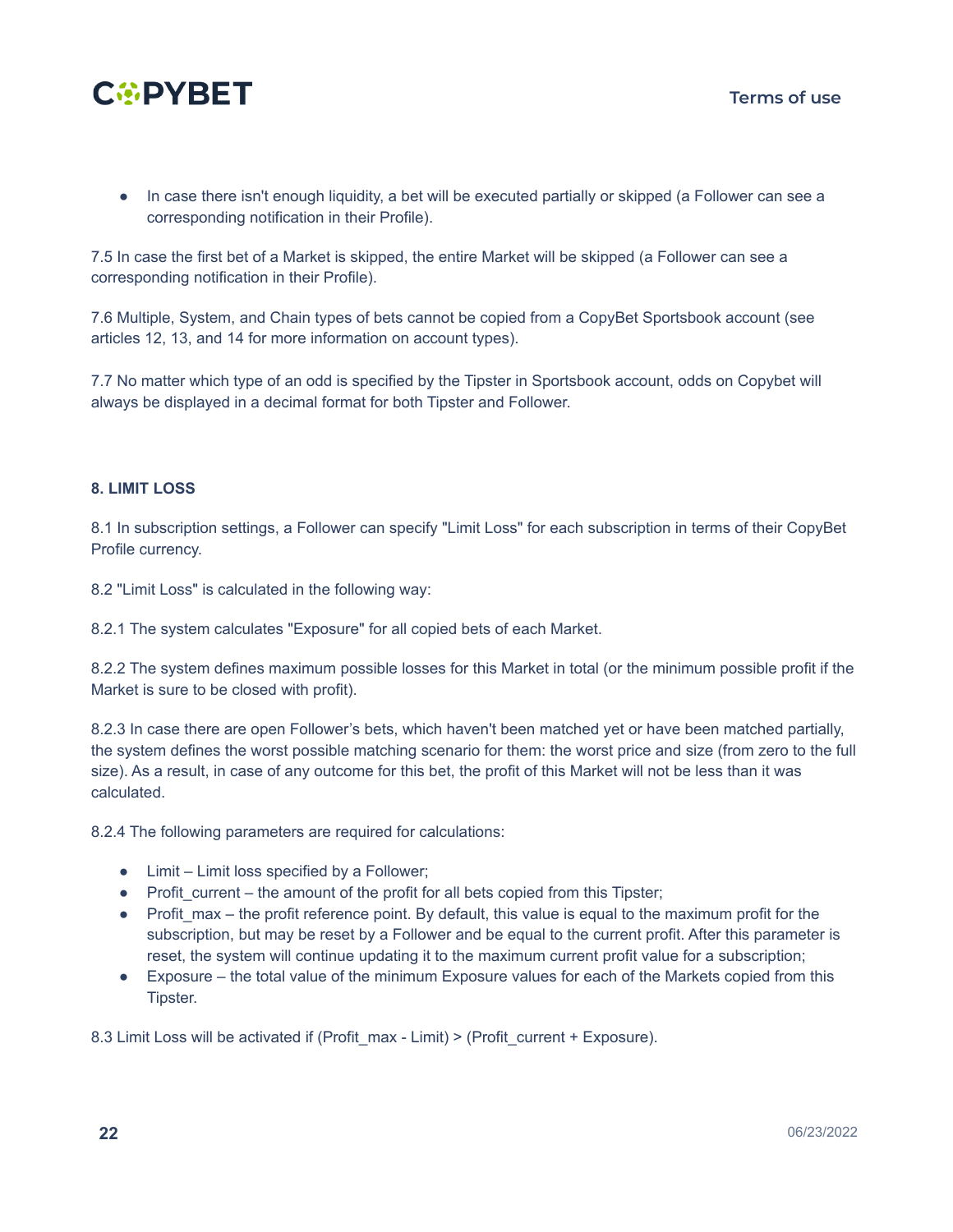- In case there isn't enough liquidity, a bet will be executed partially or skipped (a Follower can see a corresponding notification in their Profile).

7.5 In case the first bet of a Market is skipped, the entire Market will be skipped (a Follower can see a corresponding notification in their Profile).

7.6 Multiple, System, and Chain types of bets cannot be copied from a CopyBet Sportsbook account (see articles 12, 13, and 14 for more information on account types).

7.7 No matter which type of an odd is specified by the Tipster in Sportsbook account, odds on Copybet will always be displayed in a decimal format for both Tipster and Follower.

### 8. LIMIT LOSS

8.1 In subscription settings, a Follower can specify "Limit Loss" for each subscription in terms of their CopyBet Profile currency.

8.2 "Limit Loss" is calculated in the following way:

8.2.1 The system calculates "Exposure" for all copied bets of each Market.

8.2.2 The system defines maximum possible losses for this Market in total (or the minimum possible profit if the Market is sure to be closed with profit).

8.2.3 In case there are open Follower's bets, which haven't been matched yet or have been matched partially, the system defines the worst possible matching scenario for them: the worst price and size (from zero to the full size). As a result, in case of any outcome for this bet, the profit of this Market will not be less than it was calculated.

8.2.4 The following parameters are required for calculations:

- Limit – Limit loss specified by a Follower;
- Profit_current – the amount of the profit for all bets copied from this Tipster;
- Profit_max – the profit reference point. By default, this value is equal to the maximum profit for the subscription, but may be reset by a Follower and be equal to the current profit. After this parameter is reset, the system will continue updating it to the maximum current profit value for a subscription;
- Exposure – the total value of the minimum Exposure values for each of the Markets copied from this Tipster.

8.3 Limit Loss will be activated if (Profit_max - Limit) > (Profit_current + Exposure).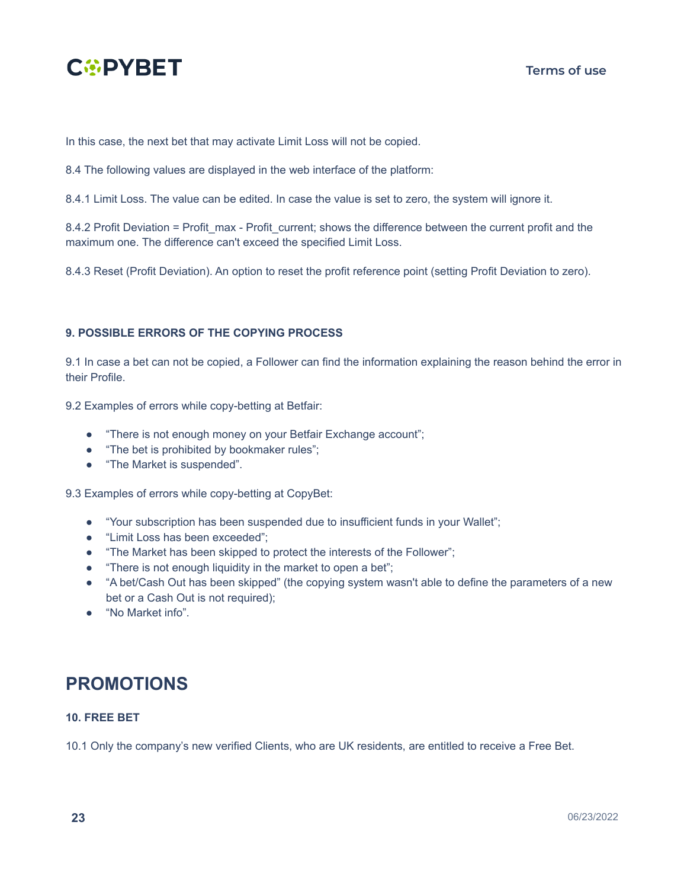In this case, the next bet that may activate Limit Loss will not be copied.

8.4 The following values are displayed in the web interface of the platform:

8.4.1 Limit Loss. The value can be edited. In case the value is set to zero, the system will ignore it.

8.4.2 Profit Deviation = Profit_max - Profit_current; shows the difference between the current profit and the maximum one. The difference can't exceed the specified Limit Loss.

8.4.3 Reset (Profit Deviation). An option to reset the profit reference point (setting Profit Deviation to zero).

#### 9. POSSIBLE ERRORS OF THE COPYING PROCESS

9.1 In case a bet can not be copied, a Follower can find the information explaining the reason behind the error in their Profile.

9.2 Examples of errors while copy-betting at Betfair:

- "There is not enough money on your Betfair Exchange account";
- "The bet is prohibited by bookmaker rules";
- "The Market is suspended".

9.3 Examples of errors while copy-betting at CopyBet:

- "Your subscription has been suspended due to insufficient funds in your Wallet";
- "Limit Loss has been exceeded";
- "The Market has been skipped to protect the interests of the Follower";
- "There is not enough liquidity in the market to open a bet";
- "A bet/Cash Out has been skipped" (the copying system wasn't able to define the parameters of a new bet or a Cash Out is not required);
- "No Market info".

## PROMOTIONS

#### 10. FREE BET

10.1 Only the company's new verified Clients, who are UK residents, are entitled to receive a Free Bet.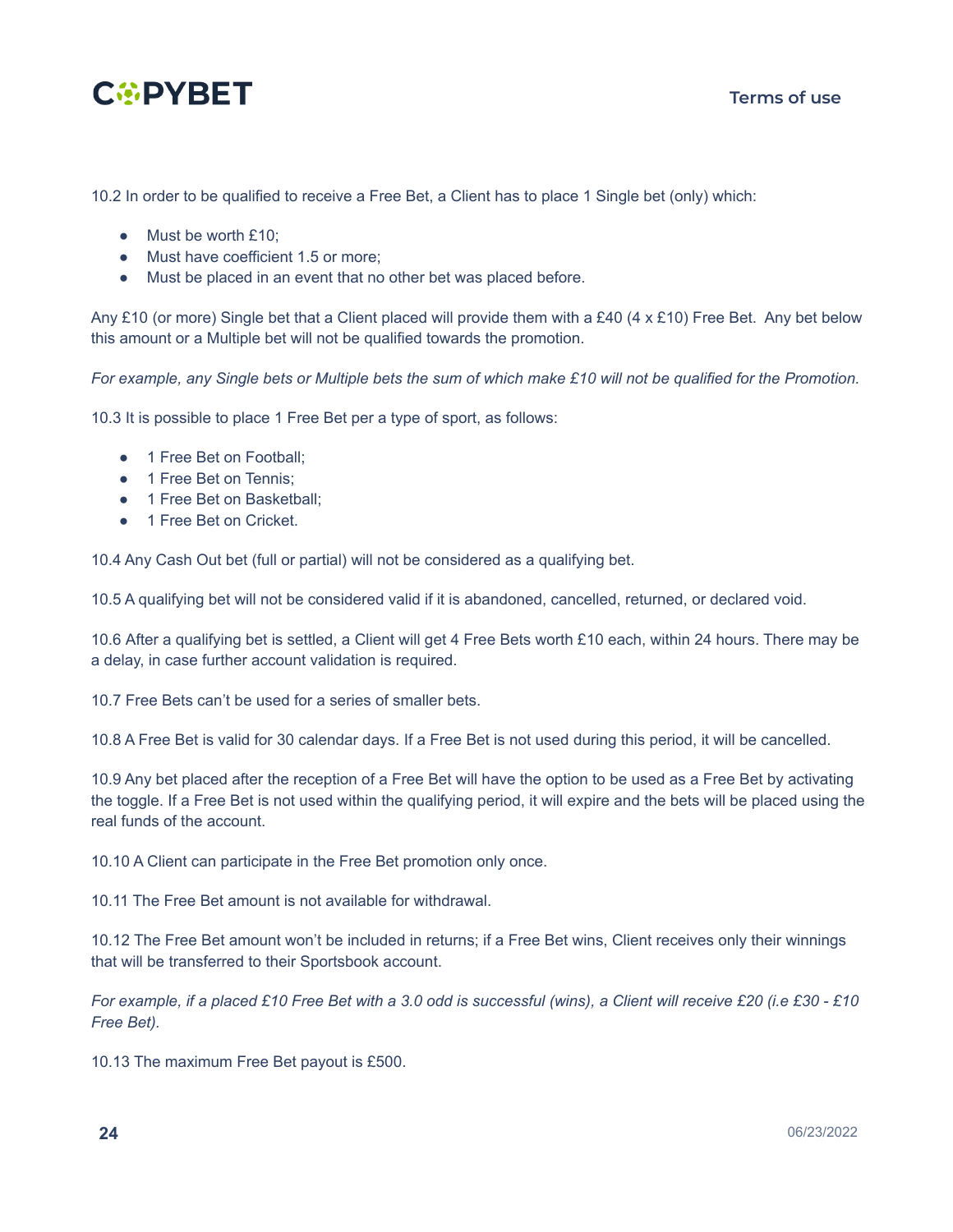10.2 In order to be qualified to receive a Free Bet, a Client has to place 1 Single bet (only) which:

- Must be worth £10;
- Must have coefficient 1.5 or more;
- Must be placed in an event that no other bet was placed before.

Any £10 (or more) Single bet that a Client placed will provide them with a £40 (4 x £10) Free Bet. Any bet below this amount or a Multiple bet will not be qualified towards the promotion.

*For example, any Single bets or Multiple bets the sum of which make £10 will not be qualified for the Promotion.*

10.3 It is possible to place 1 Free Bet per a type of sport, as follows:

- 1 Free Bet on Football;
- 1 Free Bet on Tennis;
- 1 Free Bet on Basketball;
- 1 Free Bet on Cricket.

10.4 Any Cash Out bet (full or partial) will not be considered as a qualifying bet.

10.5 A qualifying bet will not be considered valid if it is abandoned, cancelled, returned, or declared void.

10.6 After a qualifying bet is settled, a Client will get 4 Free Bets worth £10 each, within 24 hours. There may be a delay, in case further account validation is required.

10.7 Free Bets can't be used for a series of smaller bets.

10.8 A Free Bet is valid for 30 calendar days. If a Free Bet is not used during this period, it will be cancelled.

10.9 Any bet placed after the reception of a Free Bet will have the option to be used as a Free Bet by activating the toggle. If a Free Bet is not used within the qualifying period, it will expire and the bets will be placed using the real funds of the account.

10.10 A Client can participate in the Free Bet promotion only once.

10.11 The Free Bet amount is not available for withdrawal.

10.12 The Free Bet amount won't be included in returns; if a Free Bet wins, Client receives only their winnings that will be transferred to their Sportsbook account.

*For example, if a placed £10 Free Bet with a 3.0 odd is successful (wins), a Client will receive £20 (i.e £30 - £10 Free Bet).*

10.13 The maximum Free Bet payout is £500.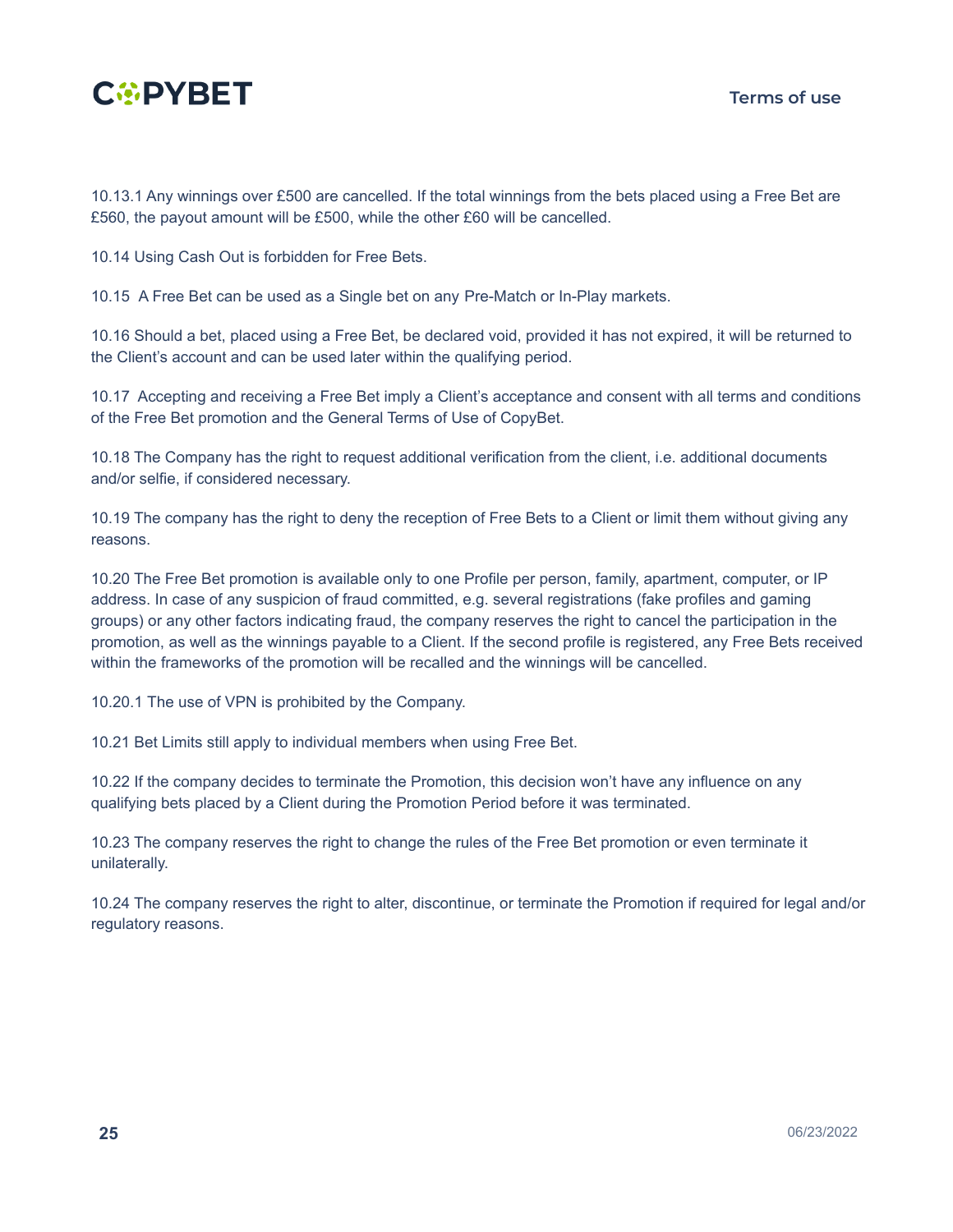10.13.1 Any winnings over £500 are cancelled. If the total winnings from the bets placed using a Free Bet are £560, the payout amount will be £500, while the other £60 will be cancelled.

10.14 Using Cash Out is forbidden for Free Bets.

10.15 A Free Bet can be used as a Single bet on any Pre-Match or In-Play markets.

10.16 Should a bet, placed using a Free Bet, be declared void, provided it has not expired, it will be returned to the Client's account and can be used later within the qualifying period.

10.17 Accepting and receiving a Free Bet imply a Client's acceptance and consent with all terms and conditions of the Free Bet promotion and the General Terms of Use of CopyBet.

10.18 The Company has the right to request additional verification from the client, i.e. additional documents and/or selfie, if considered necessary.

10.19 The company has the right to deny the reception of Free Bets to a Client or limit them without giving any reasons.

10.20 The Free Bet promotion is available only to one Profile per person, family, apartment, computer, or IP address. In case of any suspicion of fraud committed, e.g. several registrations (fake profiles and gaming groups) or any other factors indicating fraud, the company reserves the right to cancel the participation in the promotion, as well as the winnings payable to a Client. If the second profile is registered, any Free Bets received within the frameworks of the promotion will be recalled and the winnings will be cancelled.

10.20.1 The use of VPN is prohibited by the Company.

10.21 Bet Limits still apply to individual members when using Free Bet.

10.22 If the company decides to terminate the Promotion, this decision won't have any influence on any qualifying bets placed by a Client during the Promotion Period before it was terminated.

10.23 The company reserves the right to change the rules of the Free Bet promotion or even terminate it unilaterally.

10.24 The company reserves the right to alter, discontinue, or terminate the Promotion if required for legal and/or regulatory reasons.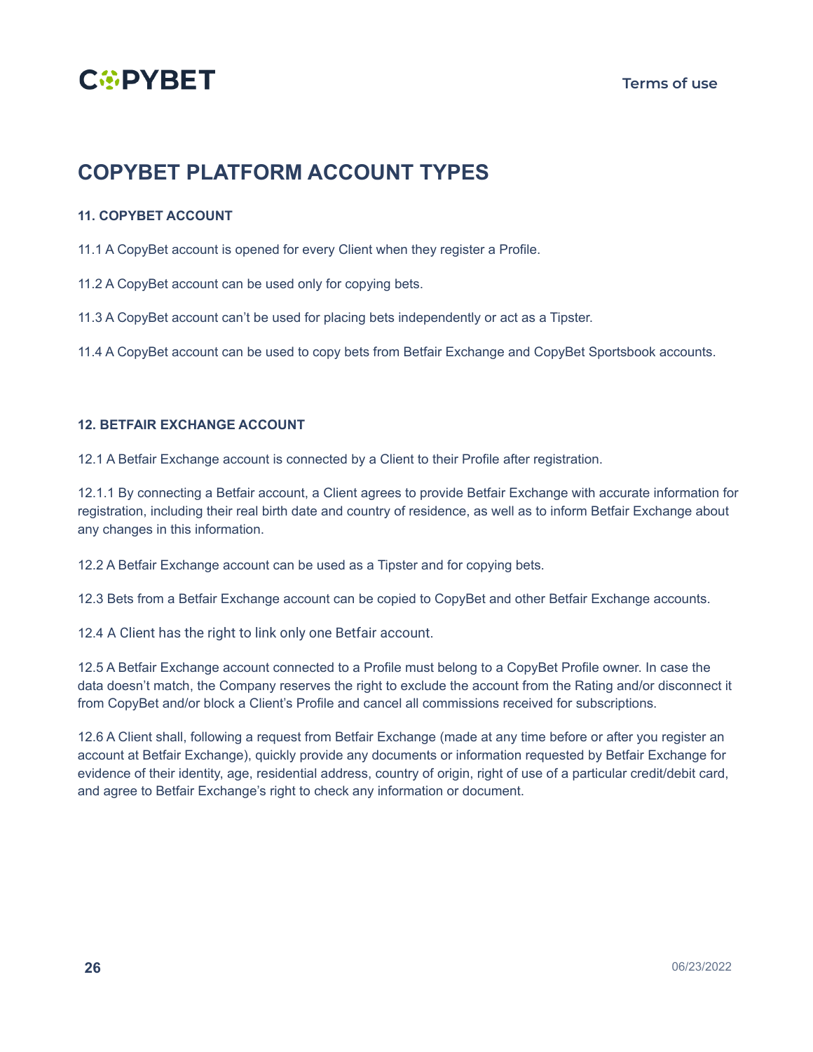## COPYBET PLATFORM ACCOUNT TYPES

### 11. COPYBET ACCOUNT

11.1 A CopyBet account is opened for every Client when they register a Profile.

11.2 A CopyBet account can be used only for copying bets.

11.3 A CopyBet account can't be used for placing bets independently or act as a Tipster.

11.4 A CopyBet account can be used to copy bets from Betfair Exchange and CopyBet Sportsbook accounts.

### 12. BETFAIR EXCHANGE ACCOUNT

12.1 A Betfair Exchange account is connected by a Client to their Profile after registration.

12.1.1 By connecting a Betfair account, a Client agrees to provide Betfair Exchange with accurate information for registration, including their real birth date and country of residence, as well as to inform Betfair Exchange about any changes in this information.

12.2 A Betfair Exchange account can be used as a Tipster and for copying bets.

12.3 Bets from a Betfair Exchange account can be copied to CopyBet and other Betfair Exchange accounts.

12.4 A Client has the right to link only one Betfair account.

12.5 A Betfair Exchange account connected to a Profile must belong to a CopyBet Profile owner. In case the data doesn't match, the Company reserves the right to exclude the account from the Rating and/or disconnect it from CopyBet and/or block a Client's Profile and cancel all commissions received for subscriptions.

12.6 A Client shall, following a request from Betfair Exchange (made at any time before or after you register an account at Betfair Exchange), quickly provide any documents or information requested by Betfair Exchange for evidence of their identity, age, residential address, country of origin, right of use of a particular credit/debit card, and agree to Betfair Exchange's right to check any information or document.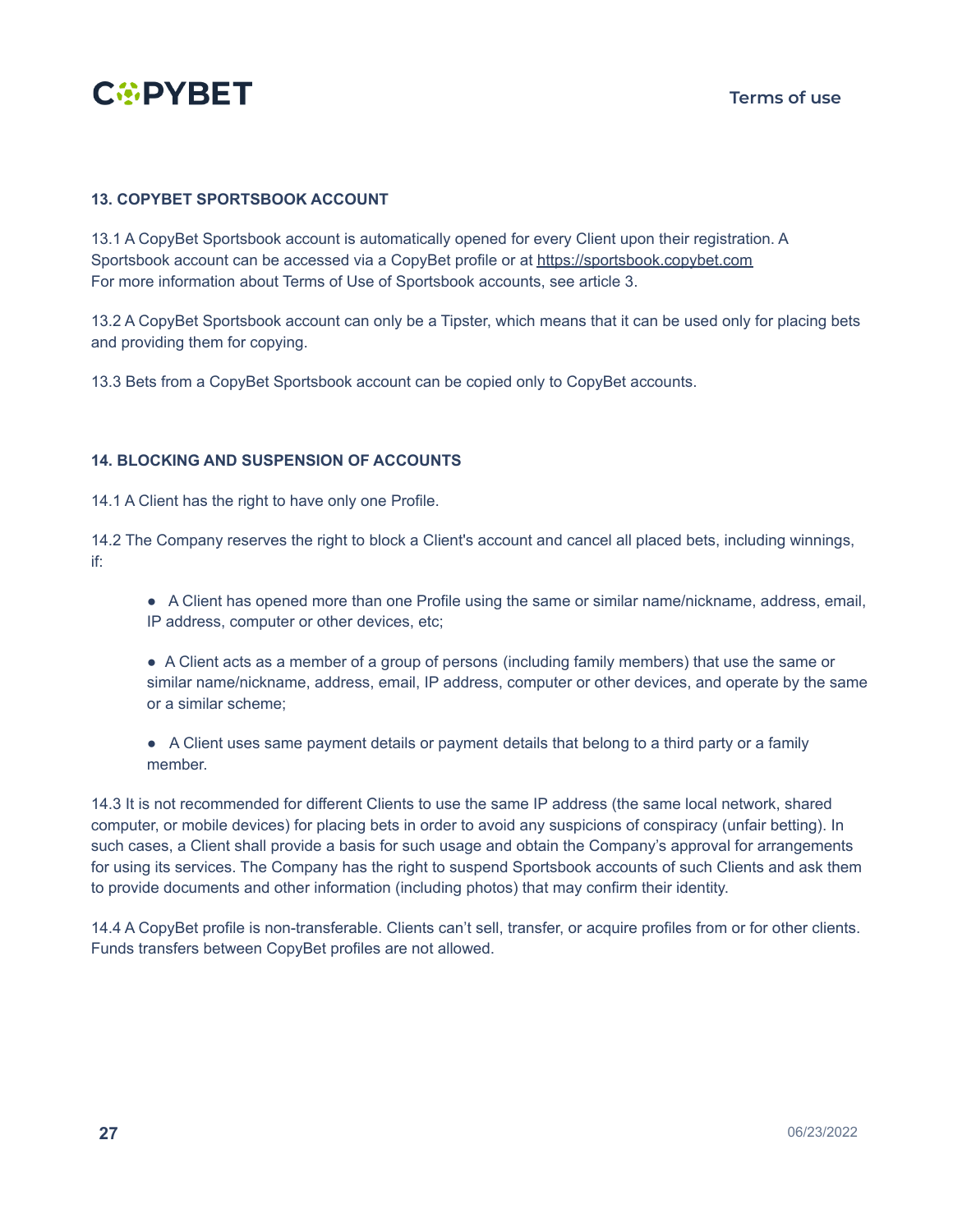## 13. COPYBET SPORTSBOOK ACCOUNT

13.1 A CopyBet Sportsbook account is automatically opened for every Client upon their registration. A Sportsbook account can be accessed via a CopyBet profile or at https://sportsbook.copybet.com
For more information about Terms of Use of Sportsbook accounts, see article 3.

13.2 A CopyBet Sportsbook account can only be a Tipster, which means that it can be used only for placing bets and providing them for copying.

13.3 Bets from a CopyBet Sportsbook account can be copied only to CopyBet accounts.

## 14. BLOCKING AND SUSPENSION OF ACCOUNTS

14.1 A Client has the right to have only one Profile.

14.2 The Company reserves the right to block a Client's account and cancel all placed bets, including winnings, if:

- A Client has opened more than one Profile using the same or similar name/nickname, address, email, IP address, computer or other devices, etc;
- A Client acts as a member of a group of persons (including family members) that use the same or similar name/nickname, address, email, IP address, computer or other devices, and operate by the same or a similar scheme;
- A Client uses same payment details or payment details that belong to a third party or a family member.

14.3 It is not recommended for different Clients to use the same IP address (the same local network, shared computer, or mobile devices) for placing bets in order to avoid any suspicions of conspiracy (unfair betting). In such cases, a Client shall provide a basis for such usage and obtain the Company's approval for arrangements for using its services. The Company has the right to suspend Sportsbook accounts of such Clients and ask them to provide documents and other information (including photos) that may confirm their identity.

14.4 A CopyBet profile is non-transferable. Clients can't sell, transfer, or acquire profiles from or for other clients. Funds transfers between CopyBet profiles are not allowed.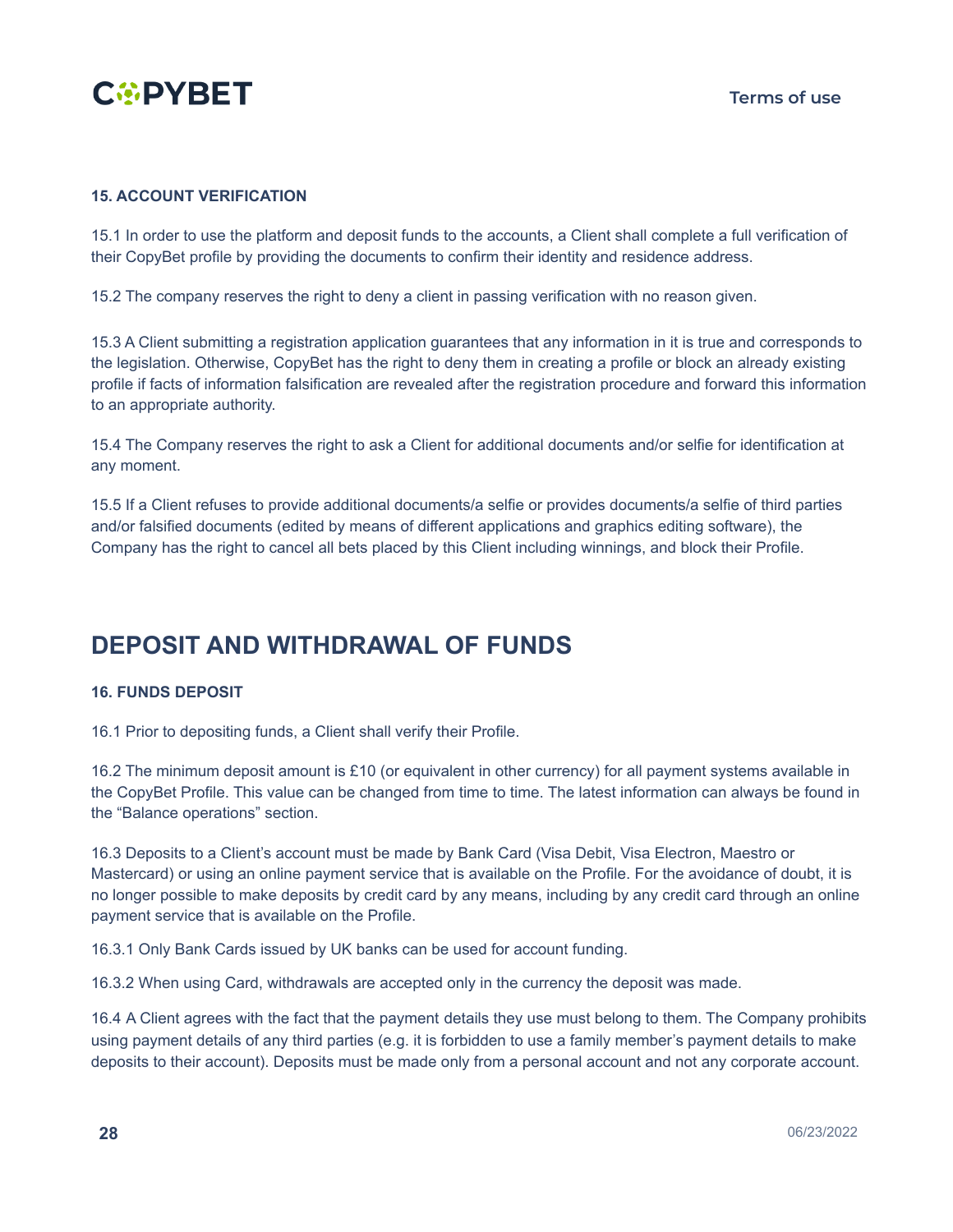### 15. ACCOUNT VERIFICATION

15.1 In order to use the platform and deposit funds to the accounts, a Client shall complete a full verification of their CopyBet profile by providing the documents to confirm their identity and residence address.

15.2 The company reserves the right to deny a client in passing verification with no reason given.

15.3 A Client submitting a registration application guarantees that any information in it is true and corresponds to the legislation. Otherwise, CopyBet has the right to deny them in creating a profile or block an already existing profile if facts of information falsification are revealed after the registration procedure and forward this information to an appropriate authority.

15.4 The Company reserves the right to ask a Client for additional documents and/or selfie for identification at any moment.

15.5 If a Client refuses to provide additional documents/a selfie or provides documents/a selfie of third parties and/or falsified documents (edited by means of different applications and graphics editing software), the Company has the right to cancel all bets placed by this Client including winnings, and block their Profile.

## DEPOSIT AND WITHDRAWAL OF FUNDS

### 16. FUNDS DEPOSIT

16.1 Prior to depositing funds, a Client shall verify their Profile.

16.2 The minimum deposit amount is £10 (or equivalent in other currency) for all payment systems available in the CopyBet Profile. This value can be changed from time to time. The latest information can always be found in the “Balance operations” section.

16.3 Deposits to a Client’s account must be made by Bank Card (Visa Debit, Visa Electron, Maestro or Mastercard) or using an online payment service that is available on the Profile. For the avoidance of doubt, it is no longer possible to make deposits by credit card by any means, including by any credit card through an online payment service that is available on the Profile.

16.3.1 Only Bank Cards issued by UK banks can be used for account funding.

16.3.2 When using Card, withdrawals are accepted only in the currency the deposit was made.

16.4 A Client agrees with the fact that the payment details they use must belong to them. The Company prohibits using payment details of any third parties (e.g. it is forbidden to use a family member’s payment details to make deposits to their account). Deposits must be made only from a personal account and not any corporate account.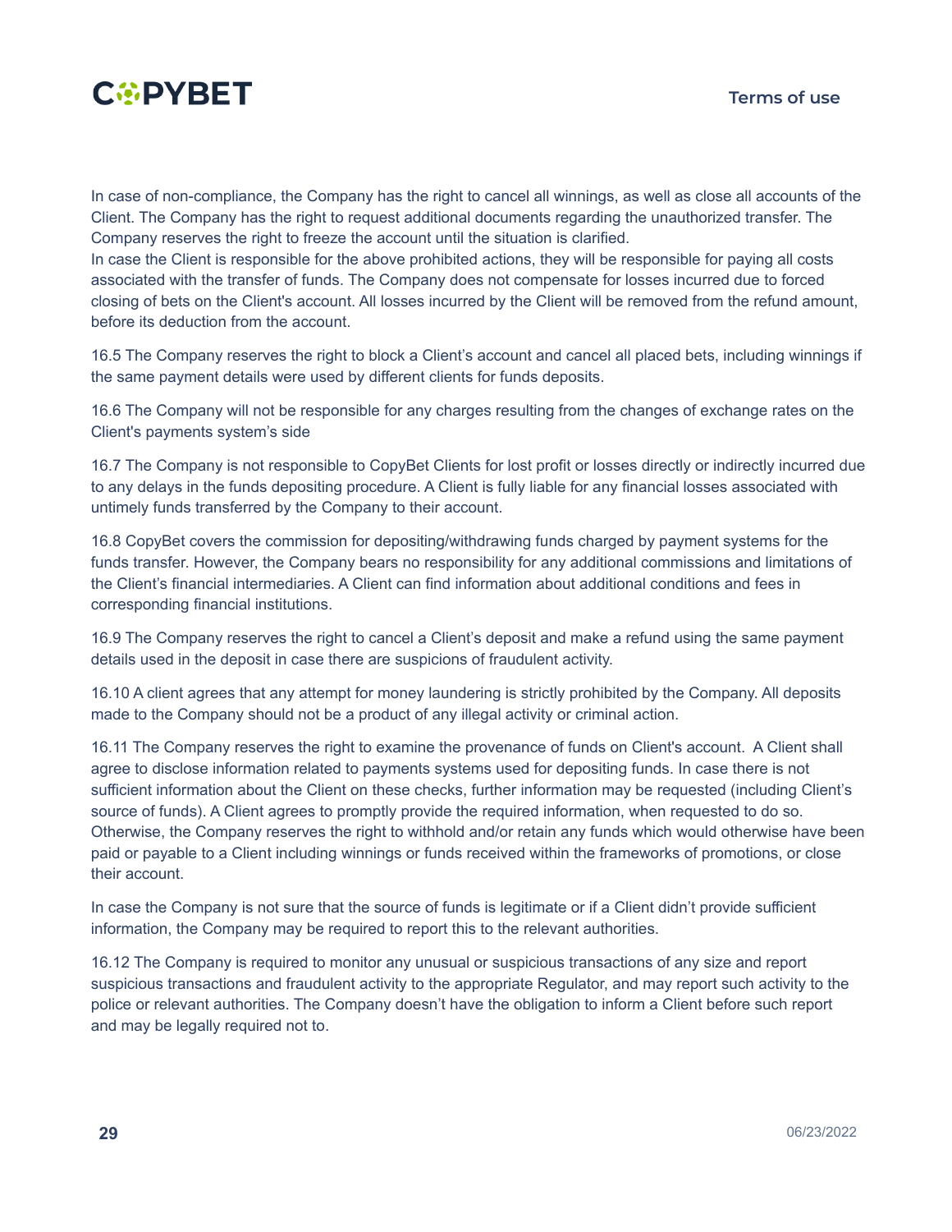In case of non-compliance, the Company has the right to cancel all winnings, as well as close all accounts of the Client. The Company has the right to request additional documents regarding the unauthorized transfer. The Company reserves the right to freeze the account until the situation is clarified.
In case the Client is responsible for the above prohibited actions, they will be responsible for paying all costs associated with the transfer of funds. The Company does not compensate for losses incurred due to forced closing of bets on the Client's account. All losses incurred by the Client will be removed from the refund amount, before its deduction from the account.

16.5 The Company reserves the right to block a Client's account and cancel all placed bets, including winnings if the same payment details were used by different clients for funds deposits.

16.6 The Company will not be responsible for any charges resulting from the changes of exchange rates on the Client's payments system's side

16.7 The Company is not responsible to CopyBet Clients for lost profit or losses directly or indirectly incurred due to any delays in the funds depositing procedure. A Client is fully liable for any financial losses associated with untimely funds transferred by the Company to their account.

16.8 CopyBet covers the commission for depositing/withdrawing funds charged by payment systems for the funds transfer. However, the Company bears no responsibility for any additional commissions and limitations of the Client's financial intermediaries. A Client can find information about additional conditions and fees in corresponding financial institutions.

16.9 The Company reserves the right to cancel a Client's deposit and make a refund using the same payment details used in the deposit in case there are suspicions of fraudulent activity.

16.10 A client agrees that any attempt for money laundering is strictly prohibited by the Company. All deposits made to the Company should not be a product of any illegal activity or criminal action.

16.11 The Company reserves the right to examine the provenance of funds on Client's account. A Client shall agree to disclose information related to payments systems used for depositing funds. In case there is not sufficient information about the Client on these checks, further information may be requested (including Client's source of funds). A Client agrees to promptly provide the required information, when requested to do so. Otherwise, the Company reserves the right to withhold and/or retain any funds which would otherwise have been paid or payable to a Client including winnings or funds received within the frameworks of promotions, or close their account.

In case the Company is not sure that the source of funds is legitimate or if a Client didn't provide sufficient information, the Company may be required to report this to the relevant authorities.

16.12 The Company is required to monitor any unusual or suspicious transactions of any size and report suspicious transactions and fraudulent activity to the appropriate Regulator, and may report such activity to the police or relevant authorities. The Company doesn't have the obligation to inform a Client before such report and may be legally required not to.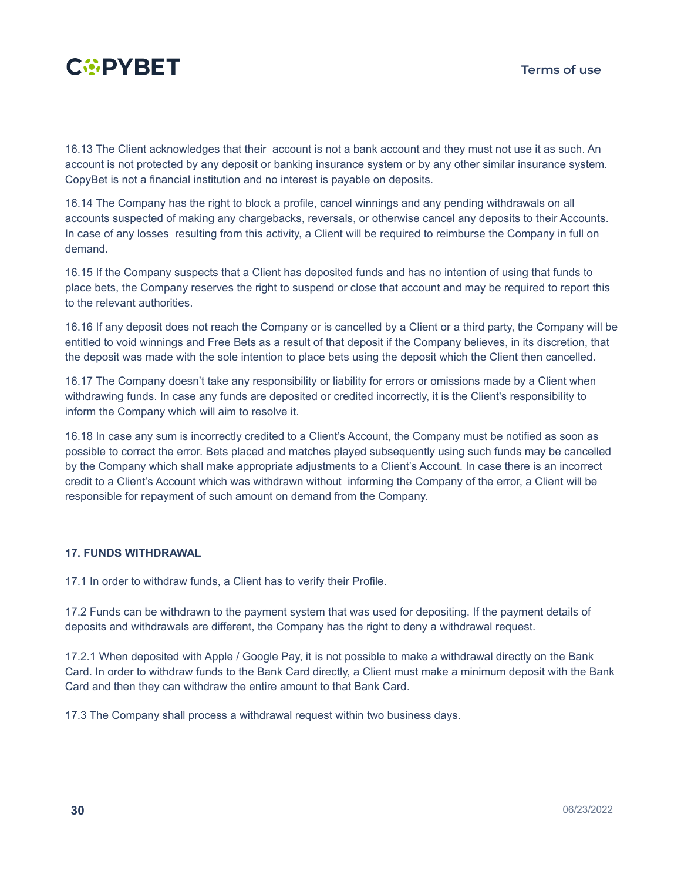16.13 The Client acknowledges that their account is not a bank account and they must not use it as such. An account is not protected by any deposit or banking insurance system or by any other similar insurance system. CopyBet is not a financial institution and no interest is payable on deposits.

16.14 The Company has the right to block a profile, cancel winnings and any pending withdrawals on all accounts suspected of making any chargebacks, reversals, or otherwise cancel any deposits to their Accounts. In case of any losses resulting from this activity, a Client will be required to reimburse the Company in full on demand.

16.15 If the Company suspects that a Client has deposited funds and has no intention of using that funds to place bets, the Company reserves the right to suspend or close that account and may be required to report this to the relevant authorities.

16.16 If any deposit does not reach the Company or is cancelled by a Client or a third party, the Company will be entitled to void winnings and Free Bets as a result of that deposit if the Company believes, in its discretion, that the deposit was made with the sole intention to place bets using the deposit which the Client then cancelled.

16.17 The Company doesn't take any responsibility or liability for errors or omissions made by a Client when withdrawing funds. In case any funds are deposited or credited incorrectly, it is the Client's responsibility to inform the Company which will aim to resolve it.

16.18 In case any sum is incorrectly credited to a Client's Account, the Company must be notified as soon as possible to correct the error. Bets placed and matches played subsequently using such funds may be cancelled by the Company which shall make appropriate adjustments to a Client's Account. In case there is an incorrect credit to a Client's Account which was withdrawn without informing the Company of the error, a Client will be responsible for repayment of such amount on demand from the Company.

## 17. FUNDS WITHDRAWAL

17.1 In order to withdraw funds, a Client has to verify their Profile.

17.2 Funds can be withdrawn to the payment system that was used for depositing. If the payment details of deposits and withdrawals are different, the Company has the right to deny a withdrawal request.

17.2.1 When deposited with Apple / Google Pay, it is not possible to make a withdrawal directly on the Bank Card. In order to withdraw funds to the Bank Card directly, a Client must make a minimum deposit with the Bank Card and then they can withdraw the entire amount to that Bank Card.

17.3 The Company shall process a withdrawal request within two business days.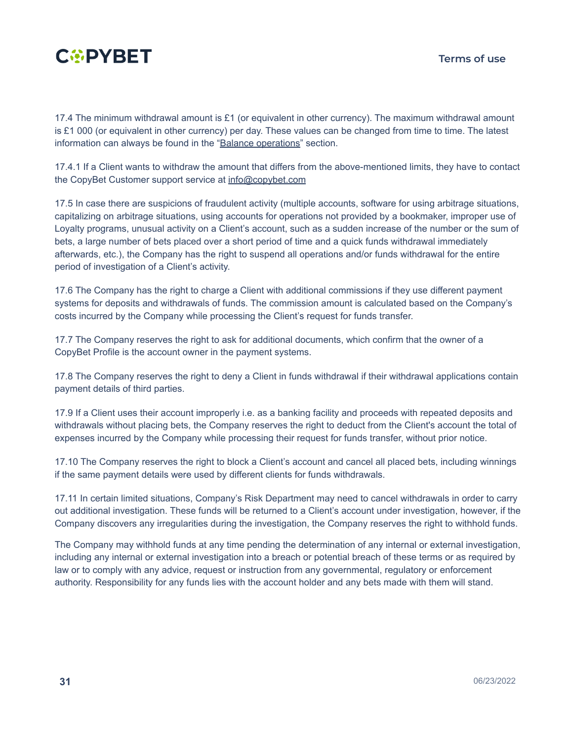17.4 The minimum withdrawal amount is £1 (or equivalent in other currency). The maximum withdrawal amount is £1 000 (or equivalent in other currency) per day. These values can be changed from time to time. The latest information can always be found in the "[Balance operations]" section.

17.4.1 If a Client wants to withdraw the amount that differs from the above-mentioned limits, they have to contact the CopyBet Customer support service at info@copybet.com

17.5 In case there are suspicions of fraudulent activity (multiple accounts, software for using arbitrage situations, capitalizing on arbitrage situations, using accounts for operations not provided by a bookmaker, improper use of Loyalty programs, unusual activity on a Client's account, such as a sudden increase of the number or the sum of bets, a large number of bets placed over a short period of time and a quick funds withdrawal immediately afterwards, etc.), the Company has the right to suspend all operations and/or funds withdrawal for the entire period of investigation of a Client's activity.

17.6 The Company has the right to charge a Client with additional commissions if they use different payment systems for deposits and withdrawals of funds. The commission amount is calculated based on the Company's costs incurred by the Company while processing the Client's request for funds transfer.

17.7 The Company reserves the right to ask for additional documents, which confirm that the owner of a CopyBet Profile is the account owner in the payment systems.

17.8 The Company reserves the right to deny a Client in funds withdrawal if their withdrawal applications contain payment details of third parties.

17.9 If a Client uses their account improperly i.e. as a banking facility and proceeds with repeated deposits and withdrawals without placing bets, the Company reserves the right to deduct from the Client's account the total of expenses incurred by the Company while processing their request for funds transfer, without prior notice.

17.10 The Company reserves the right to block a Client's account and cancel all placed bets, including winnings if the same payment details were used by different clients for funds withdrawals.

17.11 In certain limited situations, Company's Risk Department may need to cancel withdrawals in order to carry out additional investigation. These funds will be returned to a Client's account under investigation, however, if the Company discovers any irregularities during the investigation, the Company reserves the right to withhold funds.

The Company may withhold funds at any time pending the determination of any internal or external investigation, including any internal or external investigation into a breach or potential breach of these terms or as required by law or to comply with any advice, request or instruction from any governmental, regulatory or enforcement authority. Responsibility for any funds lies with the account holder and any bets made with them will stand.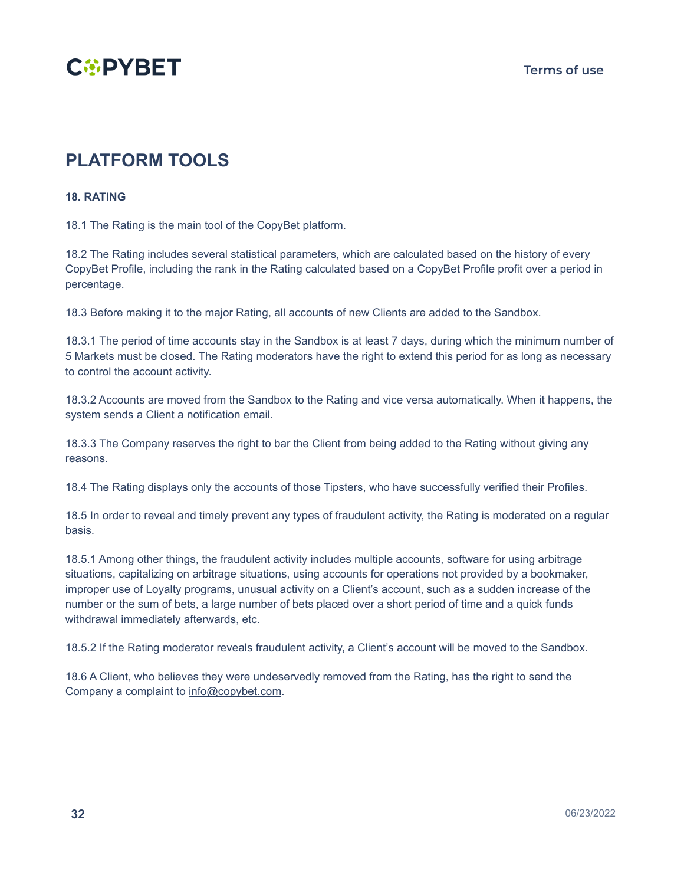# PLATFORM TOOLS

### 18. RATING

18.1 The Rating is the main tool of the CopyBet platform.

18.2 The Rating includes several statistical parameters, which are calculated based on the history of every CopyBet Profile, including the rank in the Rating calculated based on a CopyBet Profile profit over a period in percentage.

18.3 Before making it to the major Rating, all accounts of new Clients are added to the Sandbox.

18.3.1 The period of time accounts stay in the Sandbox is at least 7 days, during which the minimum number of 5 Markets must be closed. The Rating moderators have the right to extend this period for as long as necessary to control the account activity.

18.3.2 Accounts are moved from the Sandbox to the Rating and vice versa automatically. When it happens, the system sends a Client a notification email.

18.3.3 The Company reserves the right to bar the Client from being added to the Rating without giving any reasons.

18.4 The Rating displays only the accounts of those Tipsters, who have successfully verified their Profiles.

18.5 In order to reveal and timely prevent any types of fraudulent activity, the Rating is moderated on a regular basis.

18.5.1 Among other things, the fraudulent activity includes multiple accounts, software for using arbitrage situations, capitalizing on arbitrage situations, using accounts for operations not provided by a bookmaker, improper use of Loyalty programs, unusual activity on a Client's account, such as a sudden increase of the number or the sum of bets, a large number of bets placed over a short period of time and a quick funds withdrawal immediately afterwards, etc.

18.5.2 If the Rating moderator reveals fraudulent activity, a Client's account will be moved to the Sandbox.

18.6 A Client, who believes they were undeservedly removed from the Rating, has the right to send the Company a complaint to info@copybet.com.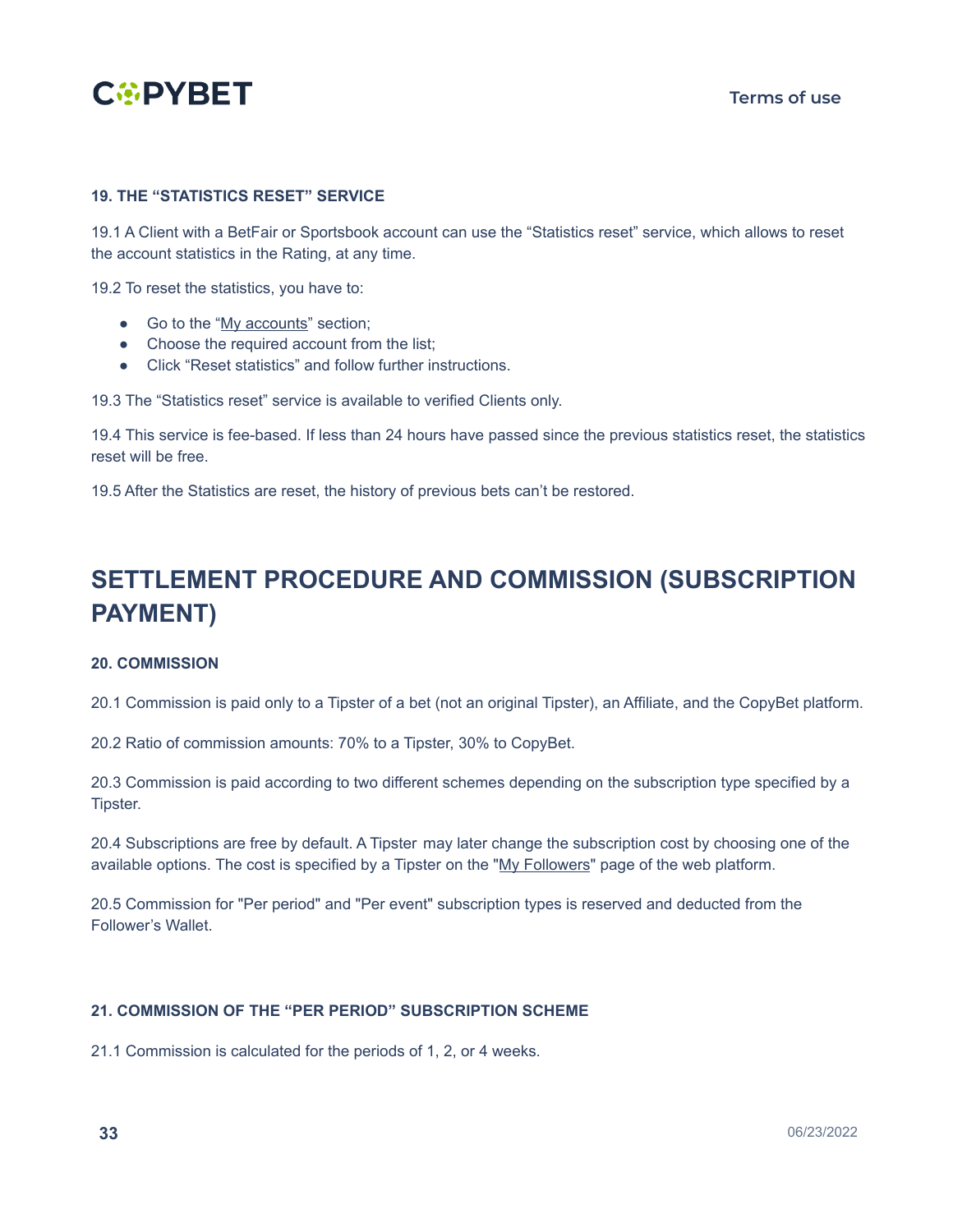#### 19. THE “STATISTICS RESET” SERVICE

19.1 A Client with a BetFair or Sportsbook account can use the “Statistics reset” service, which allows to reset the account statistics in the Rating, at any time.

19.2 To reset the statistics, you have to:

- Go to the “My accounts” section;
- Choose the required account from the list;
- Click “Reset statistics” and follow further instructions.

19.3 The “Statistics reset” service is available to verified Clients only.

19.4 This service is fee-based. If less than 24 hours have passed since the previous statistics reset, the statistics reset will be free.

19.5 After the Statistics are reset, the history of previous bets can’t be restored.

## SETTLEMENT PROCEDURE AND COMMISSION (SUBSCRIPTION PAYMENT)

#### 20. COMMISSION

20.1 Commission is paid only to a Tipster of a bet (not an original Tipster), an Affiliate, and the CopyBet platform.

20.2 Ratio of commission amounts: 70% to a Tipster, 30% to CopyBet.

20.3 Commission is paid according to two different schemes depending on the subscription type specified by a Tipster.

20.4 Subscriptions are free by default. A Tipster may later change the subscription cost by choosing one of the available options. The cost is specified by a Tipster on the "My Followers" page of the web platform.

20.5 Commission for "Per period" and "Per event" subscription types is reserved and deducted from the Follower’s Wallet.

#### 21. COMMISSION OF THE “PER PERIOD” SUBSCRIPTION SCHEME

21.1 Commission is calculated for the periods of 1, 2, or 4 weeks.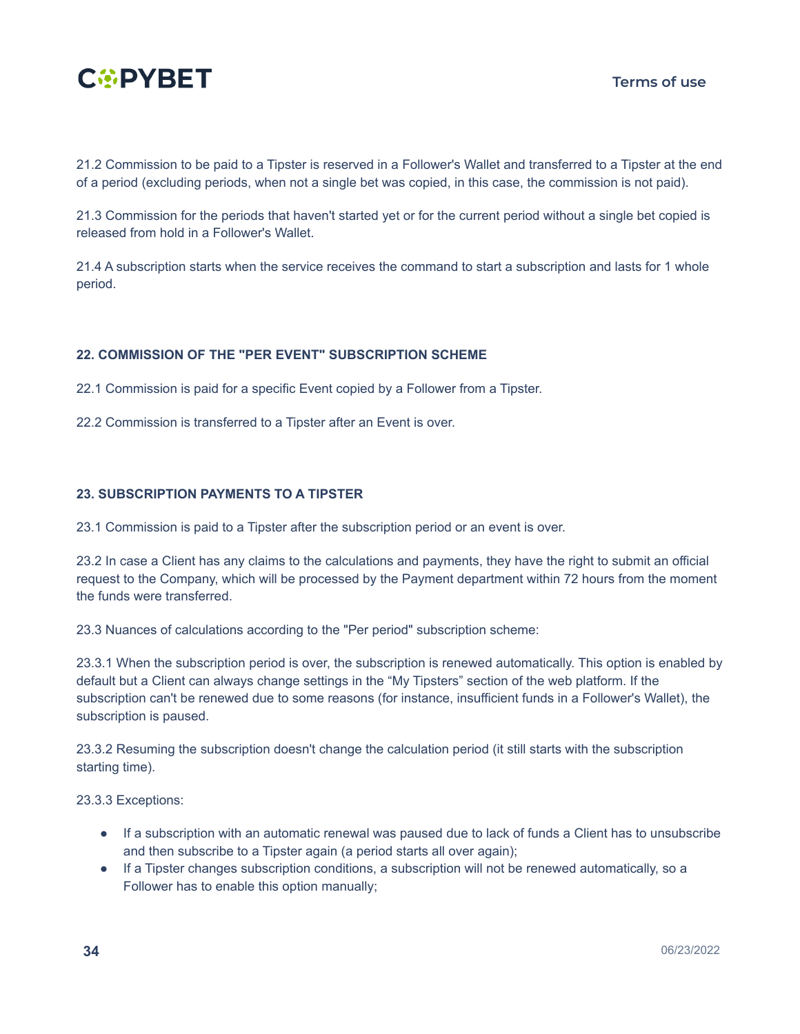21.2 Commission to be paid to a Tipster is reserved in a Follower's Wallet and transferred to a Tipster at the end of a period (excluding periods, when not a single bet was copied, in this case, the commission is not paid).

21.3 Commission for the periods that haven't started yet or for the current period without a single bet copied is released from hold in a Follower's Wallet.

21.4 A subscription starts when the service receives the command to start a subscription and lasts for 1 whole period.

### 22. COMMISSION OF THE "PER EVENT" SUBSCRIPTION SCHEME

22.1 Commission is paid for a specific Event copied by a Follower from a Tipster.

22.2 Commission is transferred to a Tipster after an Event is over.

### 23. SUBSCRIPTION PAYMENTS TO A TIPSTER

23.1 Commission is paid to a Tipster after the subscription period or an event is over.

23.2 In case a Client has any claims to the calculations and payments, they have the right to submit an official request to the Company, which will be processed by the Payment department within 72 hours from the moment the funds were transferred.

23.3 Nuances of calculations according to the "Per period" subscription scheme:

23.3.1 When the subscription period is over, the subscription is renewed automatically. This option is enabled by default but a Client can always change settings in the “My Tipsters” section of the web platform. If the subscription can't be renewed due to some reasons (for instance, insufficient funds in a Follower's Wallet), the subscription is paused.

23.3.2 Resuming the subscription doesn't change the calculation period (it still starts with the subscription starting time).

23.3.3 Exceptions:

- If a subscription with an automatic renewal was paused due to lack of funds a Client has to unsubscribe and then subscribe to a Tipster again (a period starts all over again);
- If a Tipster changes subscription conditions, a subscription will not be renewed automatically, so a Follower has to enable this option manually;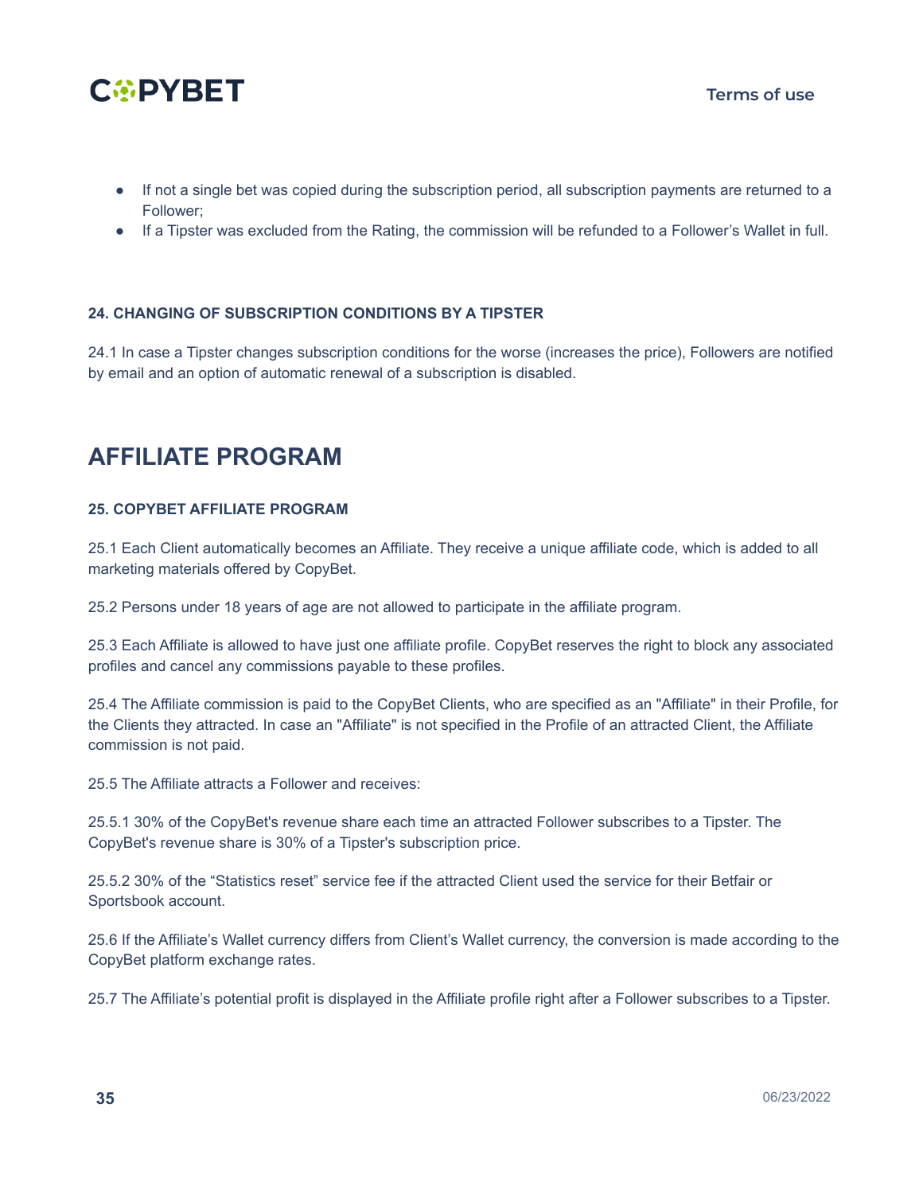- If not a single bet was copied during the subscription period, all subscription payments are returned to a Follower;
- If a Tipster was excluded from the Rating, the commission will be refunded to a Follower's Wallet in full.

#### 24. CHANGING OF SUBSCRIPTION CONDITIONS BY A TIPSTER

24.1 In case a Tipster changes subscription conditions for the worse (increases the price), Followers are notified by email and an option of automatic renewal of a subscription is disabled.

## AFFILIATE PROGRAM

#### 25. COPYBET AFFILIATE PROGRAM

25.1 Each Client automatically becomes an Affiliate. They receive a unique affiliate code, which is added to all marketing materials offered by CopyBet.

25.2 Persons under 18 years of age are not allowed to participate in the affiliate program.

25.3 Each Affiliate is allowed to have just one affiliate profile. CopyBet reserves the right to block any associated profiles and cancel any commissions payable to these profiles.

25.4 The Affiliate commission is paid to the CopyBet Clients, who are specified as an "Affiliate" in their Profile, for the Clients they attracted. In case an "Affiliate" is not specified in the Profile of an attracted Client, the Affiliate commission is not paid.

25.5 The Affiliate attracts a Follower and receives:

25.5.1 30% of the CopyBet's revenue share each time an attracted Follower subscribes to a Tipster. The CopyBet's revenue share is 30% of a Tipster's subscription price.

25.5.2 30% of the "Statistics reset" service fee if the attracted Client used the service for their Betfair or Sportsbook account.

25.6 If the Affiliate's Wallet currency differs from Client's Wallet currency, the conversion is made according to the CopyBet platform exchange rates.

25.7 The Affiliate's potential profit is displayed in the Affiliate profile right after a Follower subscribes to a Tipster.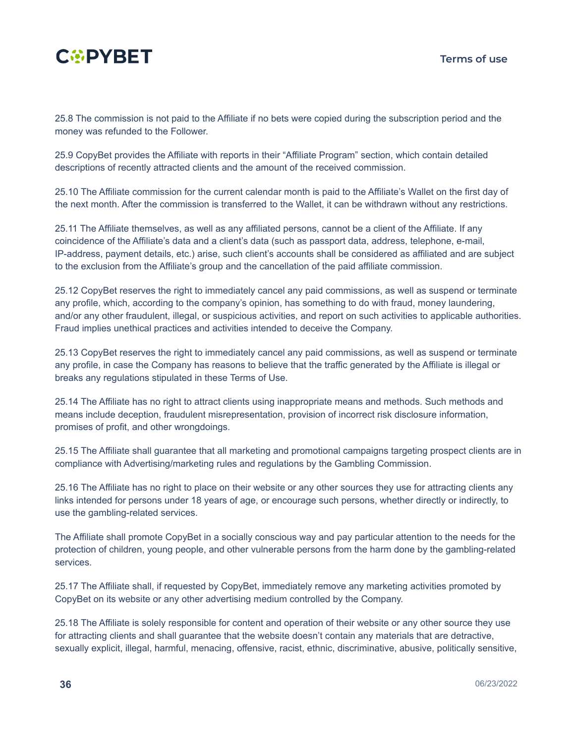25.8 The commission is not paid to the Affiliate if no bets were copied during the subscription period and the money was refunded to the Follower.

25.9 CopyBet provides the Affiliate with reports in their "Affiliate Program" section, which contain detailed descriptions of recently attracted clients and the amount of the received commission.

25.10 The Affiliate commission for the current calendar month is paid to the Affiliate's Wallet on the first day of the next month. After the commission is transferred to the Wallet, it can be withdrawn without any restrictions.

25.11 The Affiliate themselves, as well as any affiliated persons, cannot be a client of the Affiliate. If any coincidence of the Affiliate's data and a client's data (such as passport data, address, telephone, e-mail, IP-address, payment details, etc.) arise, such client's accounts shall be considered as affiliated and are subject to the exclusion from the Affiliate's group and the cancellation of the paid affiliate commission.

25.12 CopyBet reserves the right to immediately cancel any paid commissions, as well as suspend or terminate any profile, which, according to the company's opinion, has something to do with fraud, money laundering, and/or any other fraudulent, illegal, or suspicious activities, and report on such activities to applicable authorities. Fraud implies unethical practices and activities intended to deceive the Company.

25.13 CopyBet reserves the right to immediately cancel any paid commissions, as well as suspend or terminate any profile, in case the Company has reasons to believe that the traffic generated by the Affiliate is illegal or breaks any regulations stipulated in these Terms of Use.

25.14 The Affiliate has no right to attract clients using inappropriate means and methods. Such methods and means include deception, fraudulent misrepresentation, provision of incorrect risk disclosure information, promises of profit, and other wrongdoings.

25.15 The Affiliate shall guarantee that all marketing and promotional campaigns targeting prospect clients are in compliance with Advertising/marketing rules and regulations by the Gambling Commission.

25.16 The Affiliate has no right to place on their website or any other sources they use for attracting clients any links intended for persons under 18 years of age, or encourage such persons, whether directly or indirectly, to use the gambling-related services.

The Affiliate shall promote CopyBet in a socially conscious way and pay particular attention to the needs for the protection of children, young people, and other vulnerable persons from the harm done by the gambling-related services.

25.17 The Affiliate shall, if requested by CopyBet, immediately remove any marketing activities promoted by CopyBet on its website or any other advertising medium controlled by the Company.

25.18 The Affiliate is solely responsible for content and operation of their website or any other source they use for attracting clients and shall guarantee that the website doesn't contain any materials that are detractive, sexually explicit, illegal, harmful, menacing, offensive, racist, ethnic, discriminative, abusive, politically sensitive,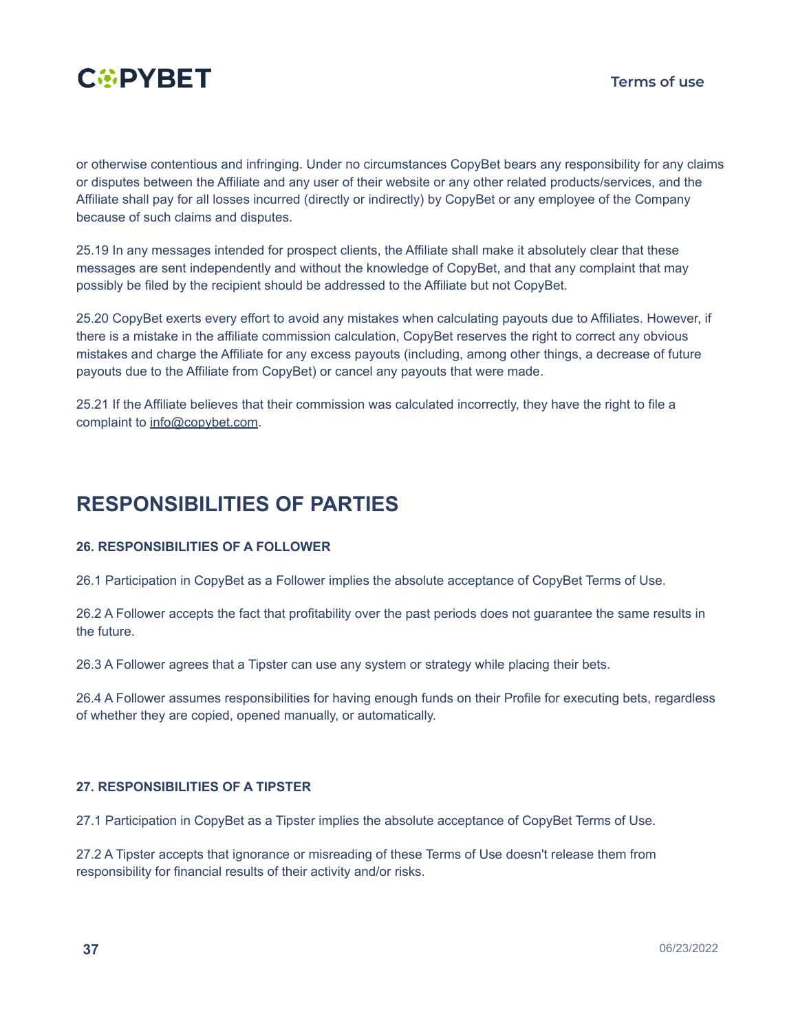or otherwise contentious and infringing. Under no circumstances CopyBet bears any responsibility for any claims or disputes between the Affiliate and any user of their website or any other related products/services, and the Affiliate shall pay for all losses incurred (directly or indirectly) by CopyBet or any employee of the Company because of such claims and disputes.

25.19 In any messages intended for prospect clients, the Affiliate shall make it absolutely clear that these messages are sent independently and without the knowledge of CopyBet, and that any complaint that may possibly be filed by the recipient should be addressed to the Affiliate but not CopyBet.

25.20 CopyBet exerts every effort to avoid any mistakes when calculating payouts due to Affiliates. However, if there is a mistake in the affiliate commission calculation, CopyBet reserves the right to correct any obvious mistakes and charge the Affiliate for any excess payouts (including, among other things, a decrease of future payouts due to the Affiliate from CopyBet) or cancel any payouts that were made.

25.21 If the Affiliate believes that their commission was calculated incorrectly, they have the right to file a complaint to info@copybet.com.

## RESPONSIBILITIES OF PARTIES

#### 26. RESPONSIBILITIES OF A FOLLOWER

26.1 Participation in CopyBet as a Follower implies the absolute acceptance of CopyBet Terms of Use.

26.2 A Follower accepts the fact that profitability over the past periods does not guarantee the same results in the future.

26.3 A Follower agrees that a Tipster can use any system or strategy while placing their bets.

26.4 A Follower assumes responsibilities for having enough funds on their Profile for executing bets, regardless of whether they are copied, opened manually, or automatically.

#### 27. RESPONSIBILITIES OF A TIPSTER

27.1 Participation in CopyBet as a Tipster implies the absolute acceptance of CopyBet Terms of Use.

27.2 A Tipster accepts that ignorance or misreading of these Terms of Use doesn't release them from responsibility for financial results of their activity and/or risks.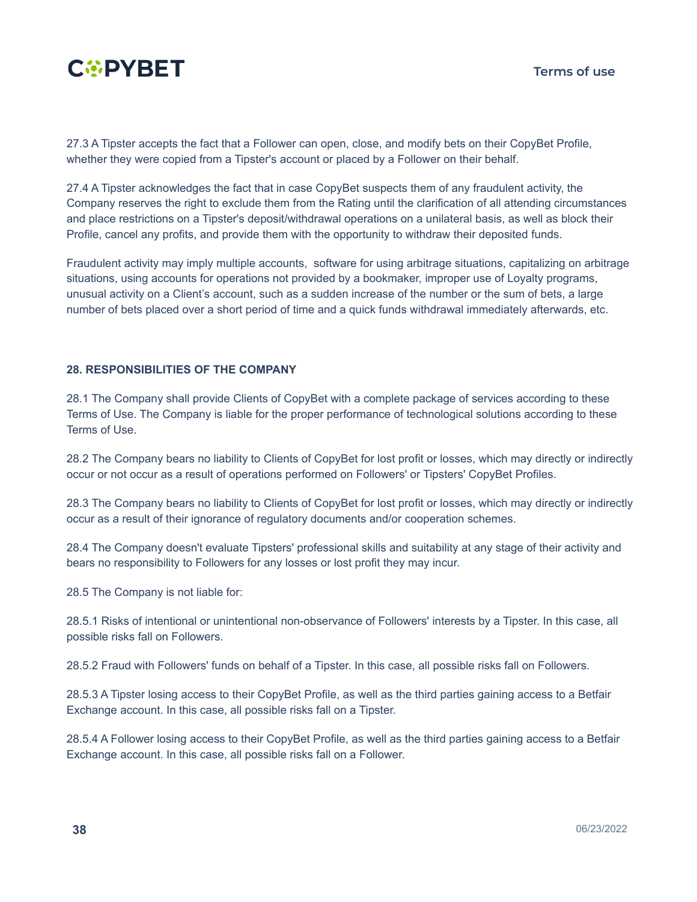27.3 A Tipster accepts the fact that a Follower can open, close, and modify bets on their CopyBet Profile, whether they were copied from a Tipster's account or placed by a Follower on their behalf.

27.4 A Tipster acknowledges the fact that in case CopyBet suspects them of any fraudulent activity, the Company reserves the right to exclude them from the Rating until the clarification of all attending circumstances and place restrictions on a Tipster's deposit/withdrawal operations on a unilateral basis, as well as block their Profile, cancel any profits, and provide them with the opportunity to withdraw their deposited funds.

Fraudulent activity may imply multiple accounts, software for using arbitrage situations, capitalizing on arbitrage situations, using accounts for operations not provided by a bookmaker, improper use of Loyalty programs, unusual activity on a Client's account, such as a sudden increase of the number or the sum of bets, a large number of bets placed over a short period of time and a quick funds withdrawal immediately afterwards, etc.

## 28. RESPONSIBILITIES OF THE COMPANY

28.1 The Company shall provide Clients of CopyBet with a complete package of services according to these Terms of Use. The Company is liable for the proper performance of technological solutions according to these Terms of Use.

28.2 The Company bears no liability to Clients of CopyBet for lost profit or losses, which may directly or indirectly occur or not occur as a result of operations performed on Followers' or Tipsters' CopyBet Profiles.

28.3 The Company bears no liability to Clients of CopyBet for lost profit or losses, which may directly or indirectly occur as a result of their ignorance of regulatory documents and/or cooperation schemes.

28.4 The Company doesn't evaluate Tipsters' professional skills and suitability at any stage of their activity and bears no responsibility to Followers for any losses or lost profit they may incur.

28.5 The Company is not liable for:

28.5.1 Risks of intentional or unintentional non-observance of Followers' interests by a Tipster. In this case, all possible risks fall on Followers.

28.5.2 Fraud with Followers' funds on behalf of a Tipster. In this case, all possible risks fall on Followers.

28.5.3 A Tipster losing access to their CopyBet Profile, as well as the third parties gaining access to a Betfair Exchange account. In this case, all possible risks fall on a Tipster.

28.5.4 A Follower losing access to their CopyBet Profile, as well as the third parties gaining access to a Betfair Exchange account. In this case, all possible risks fall on a Follower.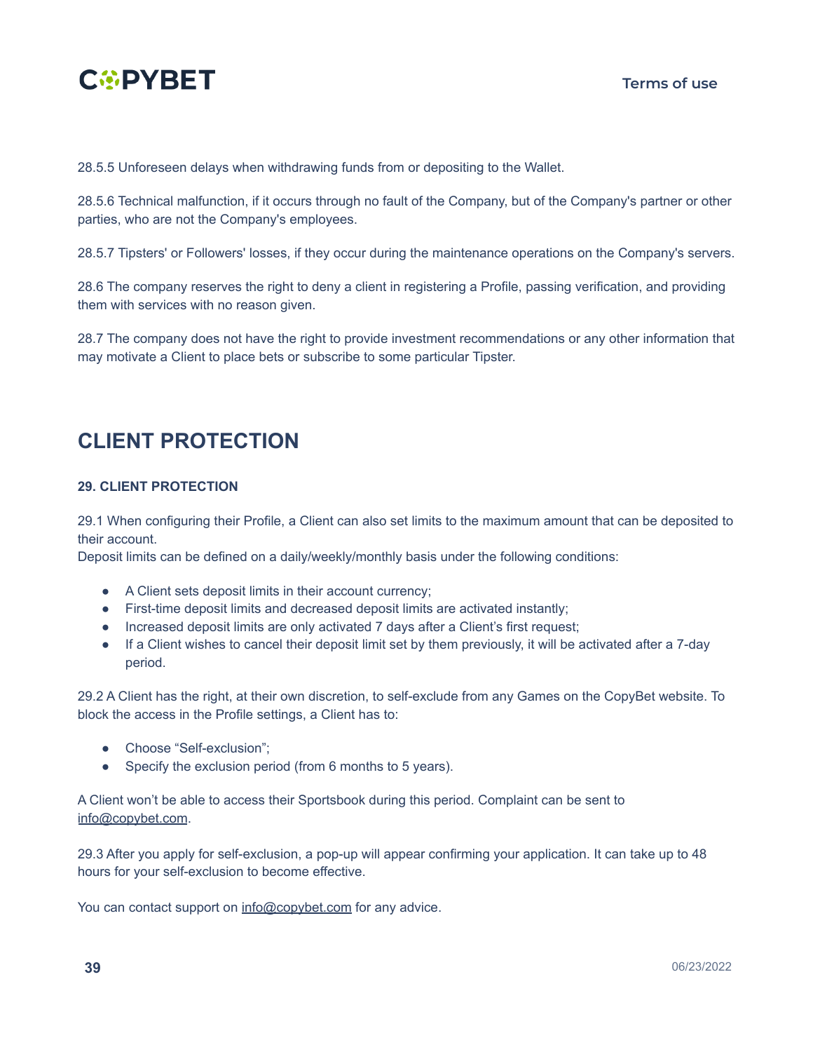28.5.5 Unforeseen delays when withdrawing funds from or depositing to the Wallet.

28.5.6 Technical malfunction, if it occurs through no fault of the Company, but of the Company's partner or other parties, who are not the Company's employees.

28.5.7 Tipsters' or Followers' losses, if they occur during the maintenance operations on the Company's servers.

28.6 The company reserves the right to deny a client in registering a Profile, passing verification, and providing them with services with no reason given.

28.7 The company does not have the right to provide investment recommendations or any other information that may motivate a Client to place bets or subscribe to some particular Tipster.

# CLIENT PROTECTION

### 29. CLIENT PROTECTION

29.1 When configuring their Profile, a Client can also set limits to the maximum amount that can be deposited to their account.
Deposit limits can be defined on a daily/weekly/monthly basis under the following conditions:

- A Client sets deposit limits in their account currency;
- First-time deposit limits and decreased deposit limits are activated instantly;
- Increased deposit limits are only activated 7 days after a Client's first request;
- If a Client wishes to cancel their deposit limit set by them previously, it will be activated after a 7-day period.

29.2 A Client has the right, at their own discretion, to self-exclude from any Games on the CopyBet website. To block the access in the Profile settings, a Client has to:

- Choose "Self-exclusion";
- Specify the exclusion period (from 6 months to 5 years).

A Client won't be able to access their Sportsbook during this period. Complaint can be sent to info@copybet.com.

29.3 After you apply for self-exclusion, a pop-up will appear confirming your application. It can take up to 48 hours for your self-exclusion to become effective.

You can contact support on info@copybet.com for any advice.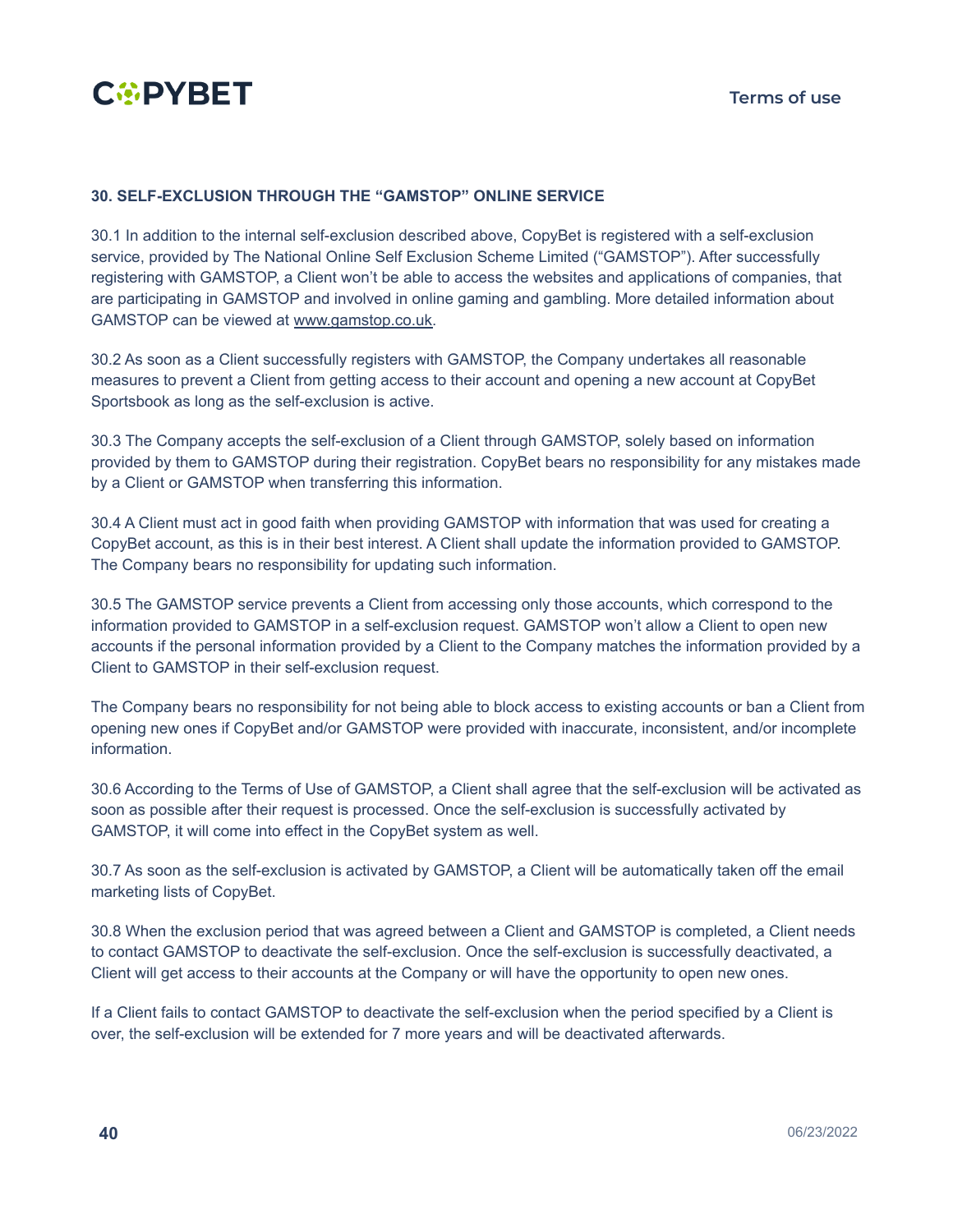## 30. SELF-EXCLUSION THROUGH THE “GAMSTOP” ONLINE SERVICE

30.1 In addition to the internal self-exclusion described above, CopyBet is registered with a self-exclusion service, provided by The National Online Self Exclusion Scheme Limited (“GAMSTOP”). After successfully registering with GAMSTOP, a Client won’t be able to access the websites and applications of companies, that are participating in GAMSTOP and involved in online gaming and gambling. More detailed information about GAMSTOP can be viewed at www.gamstop.co.uk.

30.2 As soon as a Client successfully registers with GAMSTOP, the Company undertakes all reasonable measures to prevent a Client from getting access to their account and opening a new account at CopyBet Sportsbook as long as the self-exclusion is active.

30.3 The Company accepts the self-exclusion of a Client through GAMSTOP, solely based on information provided by them to GAMSTOP during their registration. CopyBet bears no responsibility for any mistakes made by a Client or GAMSTOP when transferring this information.

30.4 A Client must act in good faith when providing GAMSTOP with information that was used for creating a CopyBet account, as this is in their best interest. A Client shall update the information provided to GAMSTOP. The Company bears no responsibility for updating such information.

30.5 The GAMSTOP service prevents a Client from accessing only those accounts, which correspond to the information provided to GAMSTOP in a self-exclusion request. GAMSTOP won’t allow a Client to open new accounts if the personal information provided by a Client to the Company matches the information provided by a Client to GAMSTOP in their self-exclusion request.

The Company bears no responsibility for not being able to block access to existing accounts or ban a Client from opening new ones if CopyBet and/or GAMSTOP were provided with inaccurate, inconsistent, and/or incomplete information.

30.6 According to the Terms of Use of GAMSTOP, a Client shall agree that the self-exclusion will be activated as soon as possible after their request is processed. Once the self-exclusion is successfully activated by GAMSTOP, it will come into effect in the CopyBet system as well.

30.7 As soon as the self-exclusion is activated by GAMSTOP, a Client will be automatically taken off the email marketing lists of CopyBet.

30.8 When the exclusion period that was agreed between a Client and GAMSTOP is completed, a Client needs to contact GAMSTOP to deactivate the self-exclusion. Once the self-exclusion is successfully deactivated, a Client will get access to their accounts at the Company or will have the opportunity to open new ones.

If a Client fails to contact GAMSTOP to deactivate the self-exclusion when the period specified by a Client is over, the self-exclusion will be extended for 7 more years and will be deactivated afterwards.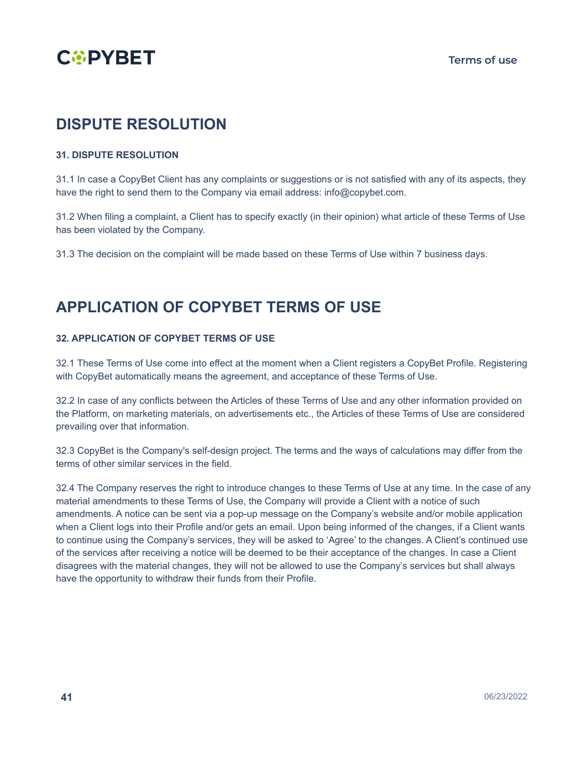# DISPUTE RESOLUTION

### 31. DISPUTE RESOLUTION

31.1 In case a CopyBet Client has any complaints or suggestions or is not satisfied with any of its aspects, they have the right to send them to the Company via email address: info@copybet.com.

31.2 When filing a complaint, a Client has to specify exactly (in their opinion) what article of these Terms of Use has been violated by the Company.

31.3 The decision on the complaint will be made based on these Terms of Use within 7 business days.

# APPLICATION OF COPYBET TERMS OF USE

### 32. APPLICATION OF COPYBET TERMS OF USE

32.1 These Terms of Use come into effect at the moment when a Client registers a CopyBet Profile. Registering with CopyBet automatically means the agreement, and acceptance of these Terms of Use.

32.2 In case of any conflicts between the Articles of these Terms of Use and any other information provided on the Platform, on marketing materials, on advertisements etc., the Articles of these Terms of Use are considered prevailing over that information.

32.3 CopyBet is the Company's self-design project. The terms and the ways of calculations may differ from the terms of other similar services in the field.

32.4 The Company reserves the right to introduce changes to these Terms of Use at any time. In the case of any material amendments to these Terms of Use, the Company will provide a Client with a notice of such amendments. A notice can be sent via a pop-up message on the Company's website and/or mobile application when a Client logs into their Profile and/or gets an email. Upon being informed of the changes, if a Client wants to continue using the Company's services, they will be asked to 'Agree' to the changes. A Client's continued use of the services after receiving a notice will be deemed to be their acceptance of the changes. In case a Client disagrees with the material changes, they will not be allowed to use the Company's services but shall always have the opportunity to withdraw their funds from their Profile.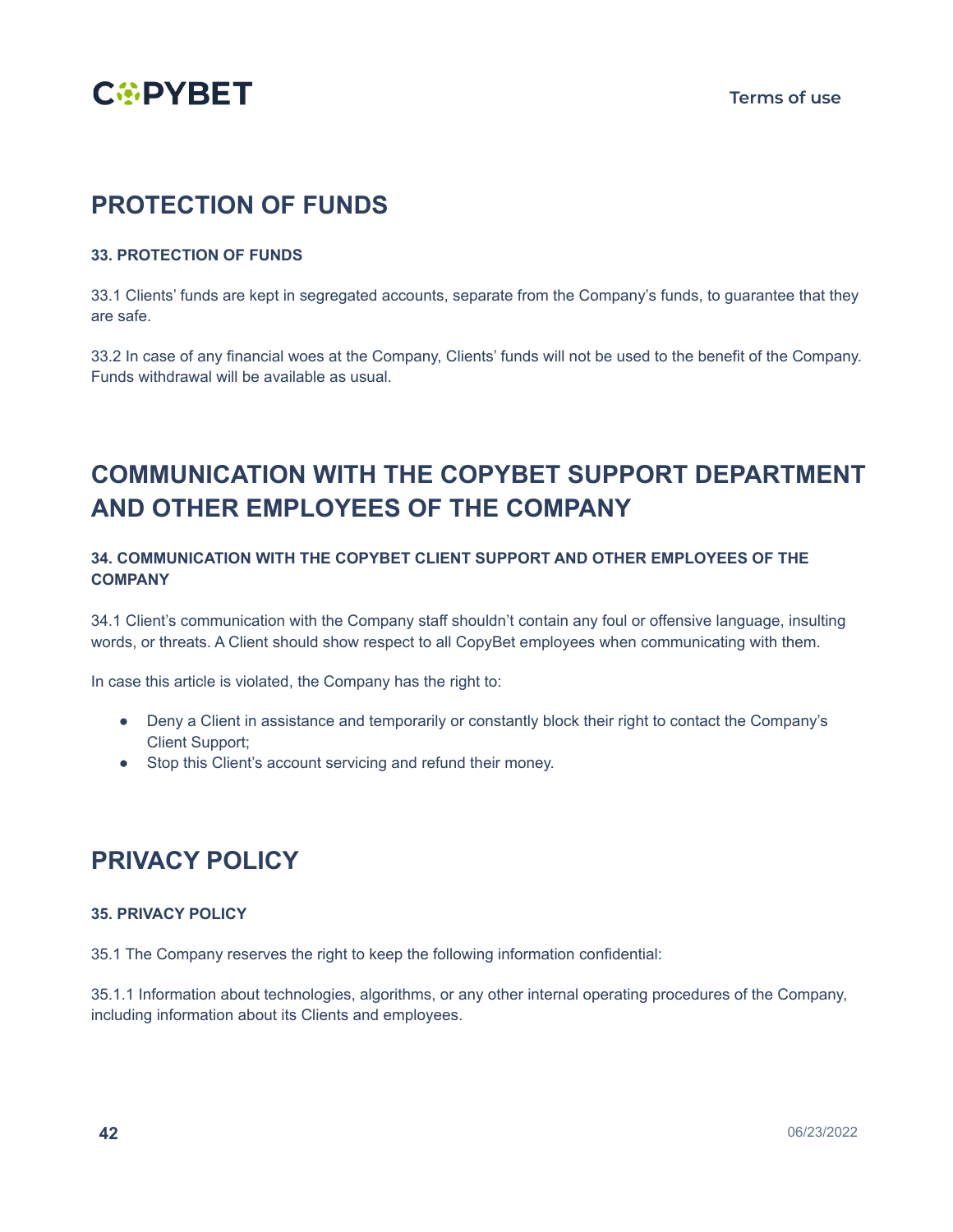# PROTECTION OF FUNDS

### 33. PROTECTION OF FUNDS

33.1 Clients' funds are kept in segregated accounts, separate from the Company's funds, to guarantee that they are safe.

33.2 In case of any financial woes at the Company, Clients' funds will not be used to the benefit of the Company. Funds withdrawal will be available as usual.

# COMMUNICATION WITH THE COPYBET SUPPORT DEPARTMENT AND OTHER EMPLOYEES OF THE COMPANY

### 34. COMMUNICATION WITH THE COPYBET CLIENT SUPPORT AND OTHER EMPLOYEES OF THE COMPANY

34.1 Client's communication with the Company staff shouldn't contain any foul or offensive language, insulting words, or threats. A Client should show respect to all CopyBet employees when communicating with them.

In case this article is violated, the Company has the right to:

- Deny a Client in assistance and temporarily or constantly block their right to contact the Company's Client Support;
- Stop this Client's account servicing and refund their money.

# PRIVACY POLICY

### 35. PRIVACY POLICY

35.1 The Company reserves the right to keep the following information confidential:

35.1.1 Information about technologies, algorithms, or any other internal operating procedures of the Company, including information about its Clients and employees.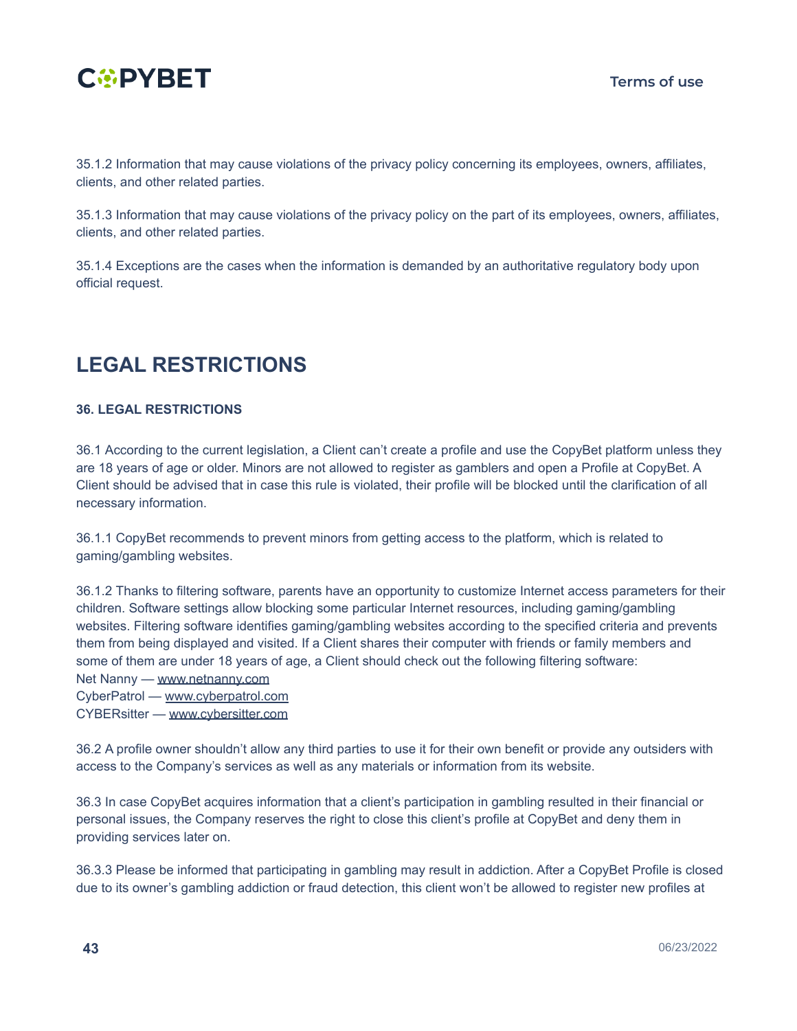35.1.2 Information that may cause violations of the privacy policy concerning its employees, owners, affiliates, clients, and other related parties.

35.1.3 Information that may cause violations of the privacy policy on the part of its employees, owners, affiliates, clients, and other related parties.

35.1.4 Exceptions are the cases when the information is demanded by an authoritative regulatory body upon official request.

# LEGAL RESTRICTIONS

**36. LEGAL RESTRICTIONS**

36.1 According to the current legislation, a Client can't create a profile and use the CopyBet platform unless they are 18 years of age or older. Minors are not allowed to register as gamblers and open a Profile at CopyBet. A Client should be advised that in case this rule is violated, their profile will be blocked until the clarification of all necessary information.

36.1.1 CopyBet recommends to prevent minors from getting access to the platform, which is related to gaming/gambling websites.

36.1.2 Thanks to filtering software, parents have an opportunity to customize Internet access parameters for their children. Software settings allow blocking some particular Internet resources, including gaming/gambling websites. Filtering software identifies gaming/gambling websites according to the specified criteria and prevents them from being displayed and visited. If a Client shares their computer with friends or family members and some of them are under 18 years of age, a Client should check out the following filtering software:
Net Nanny — www.netnanny.com
CyberPatrol — www.cyberpatrol.com
CYBERsitter — www.cybersitter.com

36.2 A profile owner shouldn't allow any third parties to use it for their own benefit or provide any outsiders with access to the Company's services as well as any materials or information from its website.

36.3 In case CopyBet acquires information that a client's participation in gambling resulted in their financial or personal issues, the Company reserves the right to close this client's profile at CopyBet and deny them in providing services later on.

36.3.3 Please be informed that participating in gambling may result in addiction. After a CopyBet Profile is closed due to its owner's gambling addiction or fraud detection, this client won't be allowed to register new profiles at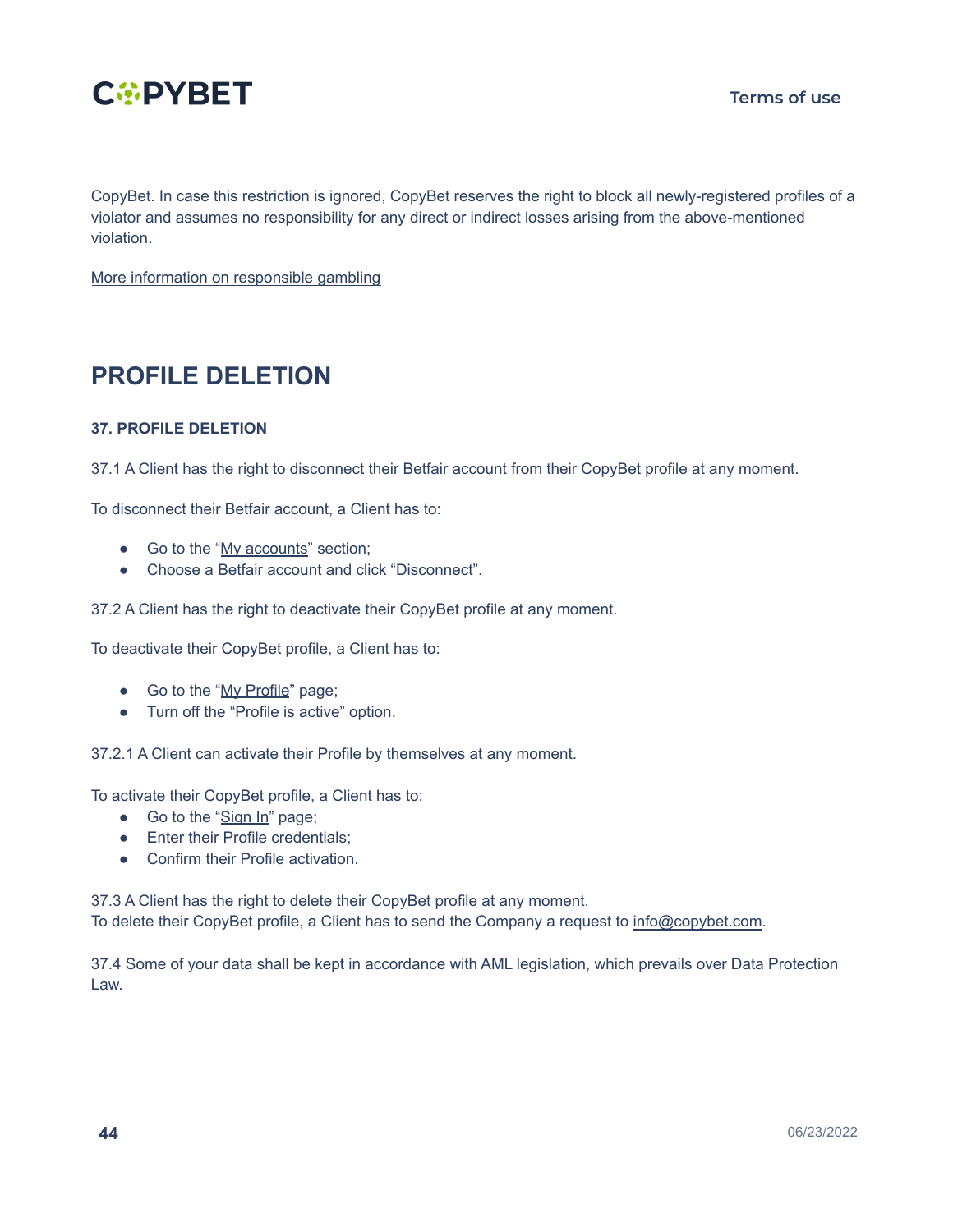CopyBet. In case this restriction is ignored, CopyBet reserves the right to block all newly-registered profiles of a violator and assumes no responsibility for any direct or indirect losses arising from the above-mentioned violation.

More information on responsible gambling

# PROFILE DELETION

### 37. PROFILE DELETION

37.1 A Client has the right to disconnect their Betfair account from their CopyBet profile at any moment.

To disconnect their Betfair account, a Client has to:

- Go to the “My accounts” section;
- Choose a Betfair account and click “Disconnect”.

37.2 A Client has the right to deactivate their CopyBet profile at any moment.

To deactivate their CopyBet profile, a Client has to:

- Go to the “My Profile” page;
- Turn off the “Profile is active” option.

37.2.1 A Client can activate their Profile by themselves at any moment.

To activate their CopyBet profile, a Client has to:

- Go to the “Sign In” page;
- Enter their Profile credentials;
- Confirm their Profile activation.

37.3 A Client has the right to delete their CopyBet profile at any moment.
To delete their CopyBet profile, a Client has to send the Company a request to info@copybet.com.

37.4 Some of your data shall be kept in accordance with AML legislation, which prevails over Data Protection Law.